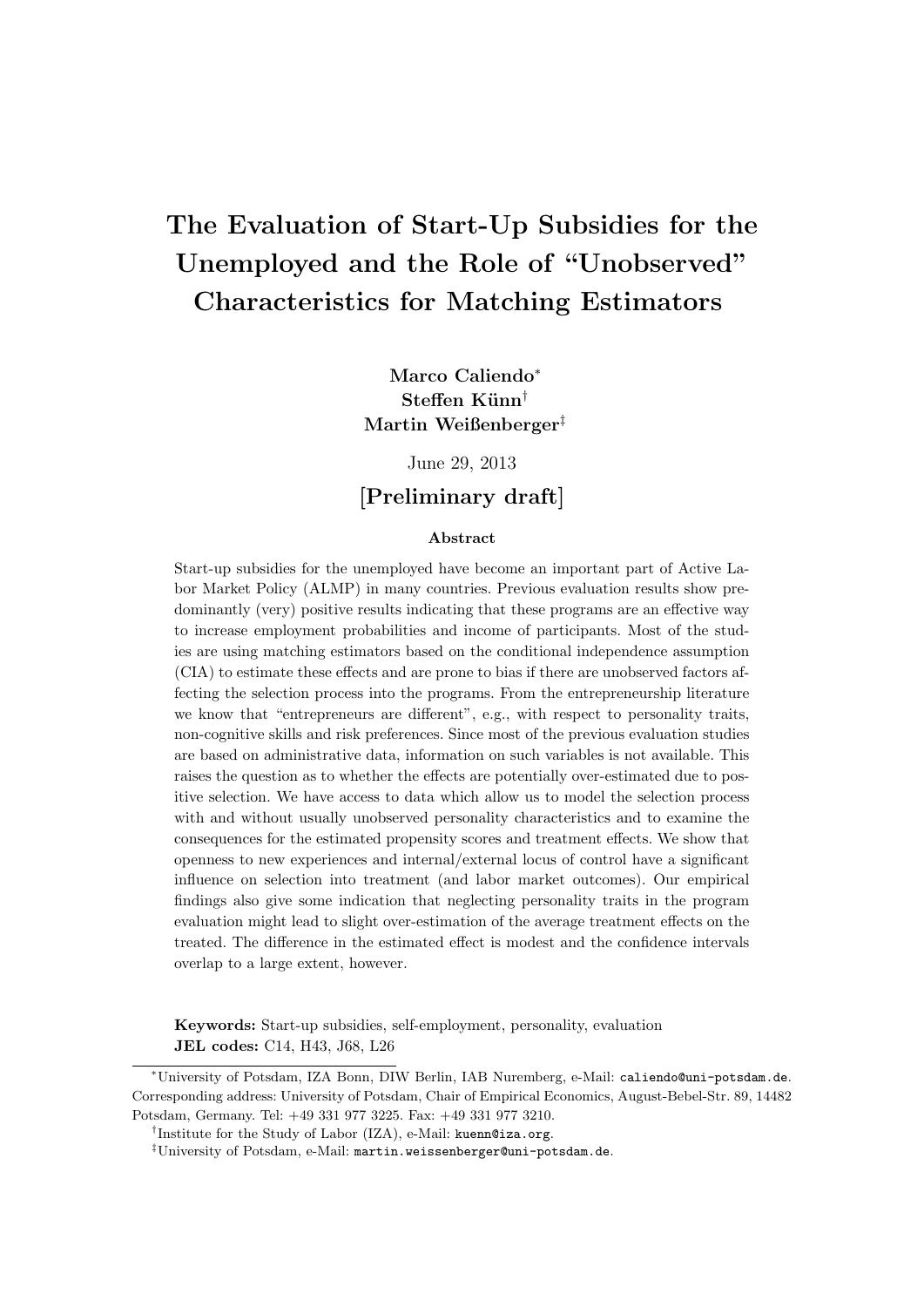# The Evaluation of Start-Up Subsidies for the Unemployed and the Role of "Unobserved" Characteristics for Matching Estimators

**Marco Caliendo**[*]
**Steffen Künn**[†]
**Martin Weißenberger**[‡]

June 29, 2013

**[Preliminary draft]**

### Abstract

Start-up subsidies for the unemployed have become an important part of Active Labor Market Policy (ALMP) in many countries. Previous evaluation results show predominantly (very) positive results indicating that these programs are an effective way to increase employment probabilities and income of participants. Most of the studies are using matching estimators based on the conditional independence assumption (CIA) to estimate these effects and are prone to bias if there are unobserved factors affecting the selection process into the programs. From the entrepreneurship literature we know that "entrepreneurs are different", e.g., with respect to personality traits, non-cognitive skills and risk preferences. Since most of the previous evaluation studies are based on administrative data, information on such variables is not available. This raises the question as to whether the effects are potentially over-estimated due to positive selection. We have access to data which allow us to model the selection process with and without usually unobserved personality characteristics and to examine the consequences for the estimated propensity scores and treatment effects. We show that openness to new experiences and internal/external locus of control have a significant influence on selection into treatment (and labor market outcomes). Our empirical findings also give some indication that neglecting personality traits in the program evaluation might lead to slight over-estimation of the average treatment effects on the treated. The difference in the estimated effect is modest and the confidence intervals overlap to a large extent, however.

**Keywords:** Start-up subsidies, self-employment, personality, evaluation
**JEL codes:** C14, H43, J68, L26

---

[*] University of Potsdam, IZA Bonn, DIW Berlin, IAB Nuremberg, e-Mail: caliendo@uni-potsdam.de. Corresponding address: University of Potsdam, Chair of Empirical Economics, August-Bebel-Str. 89, 14482 Potsdam, Germany. Tel: +49 331 977 3225. Fax: +49 331 977 3210.

[†] Institute for the Study of Labor (IZA), e-Mail: kuenn@iza.org.

[‡] University of Potsdam, e-Mail: martin.weissenberger@uni-potsdam.de.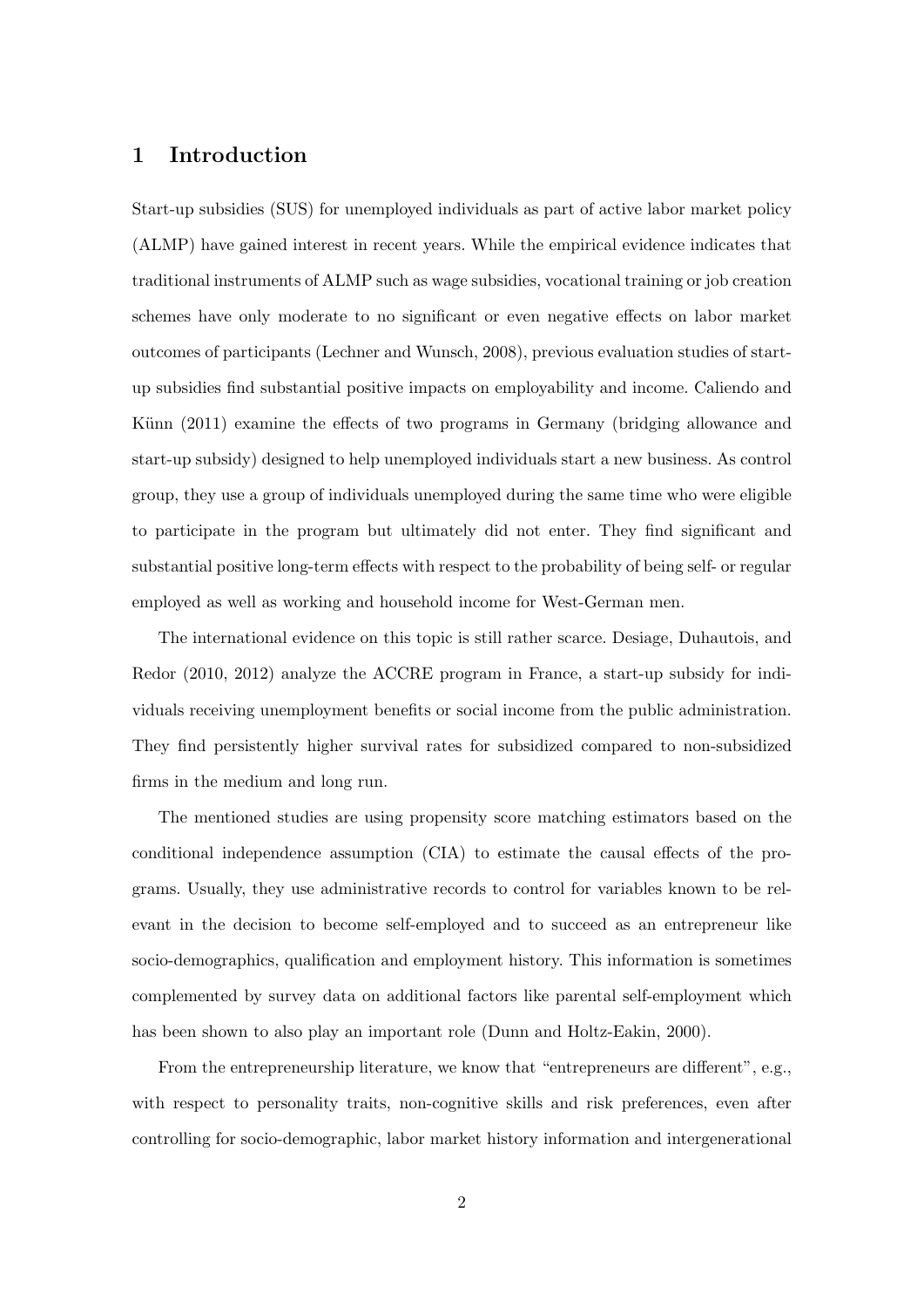## 1 Introduction

Start-up subsidies (SUS) for unemployed individuals as part of active labor market policy (ALMP) have gained interest in recent years. While the empirical evidence indicates that traditional instruments of ALMP such as wage subsidies, vocational training or job creation schemes have only moderate to no significant or even negative effects on labor market outcomes of participants (Lechner and Wunsch, 2008), previous evaluation studies of start-up subsidies find substantial positive impacts on employability and income. Caliendo and Künn (2011) examine the effects of two programs in Germany (bridging allowance and start-up subsidy) designed to help unemployed individuals start a new business. As control group, they use a group of individuals unemployed during the same time who were eligible to participate in the program but ultimately did not enter. They find significant and substantial positive long-term effects with respect to the probability of being self- or regular employed as well as working and household income for West-German men.

The international evidence on this topic is still rather scarce. Desiage, Duhautois, and Redor (2010, 2012) analyze the ACCRE program in France, a start-up subsidy for individuals receiving unemployment benefits or social income from the public administration. They find persistently higher survival rates for subsidized compared to non-subsidized firms in the medium and long run.

The mentioned studies are using propensity score matching estimators based on the conditional independence assumption (CIA) to estimate the causal effects of the programs. Usually, they use administrative records to control for variables known to be relevant in the decision to become self-employed and to succeed as an entrepreneur like socio-demographics, qualification and employment history. This information is sometimes complemented by survey data on additional factors like parental self-employment which has been shown to also play an important role (Dunn and Holtz-Eakin, 2000).

From the entrepreneurship literature, we know that "entrepreneurs are different", e.g., with respect to personality traits, non-cognitive skills and risk preferences, even after controlling for socio-demographic, labor market history information and intergenerational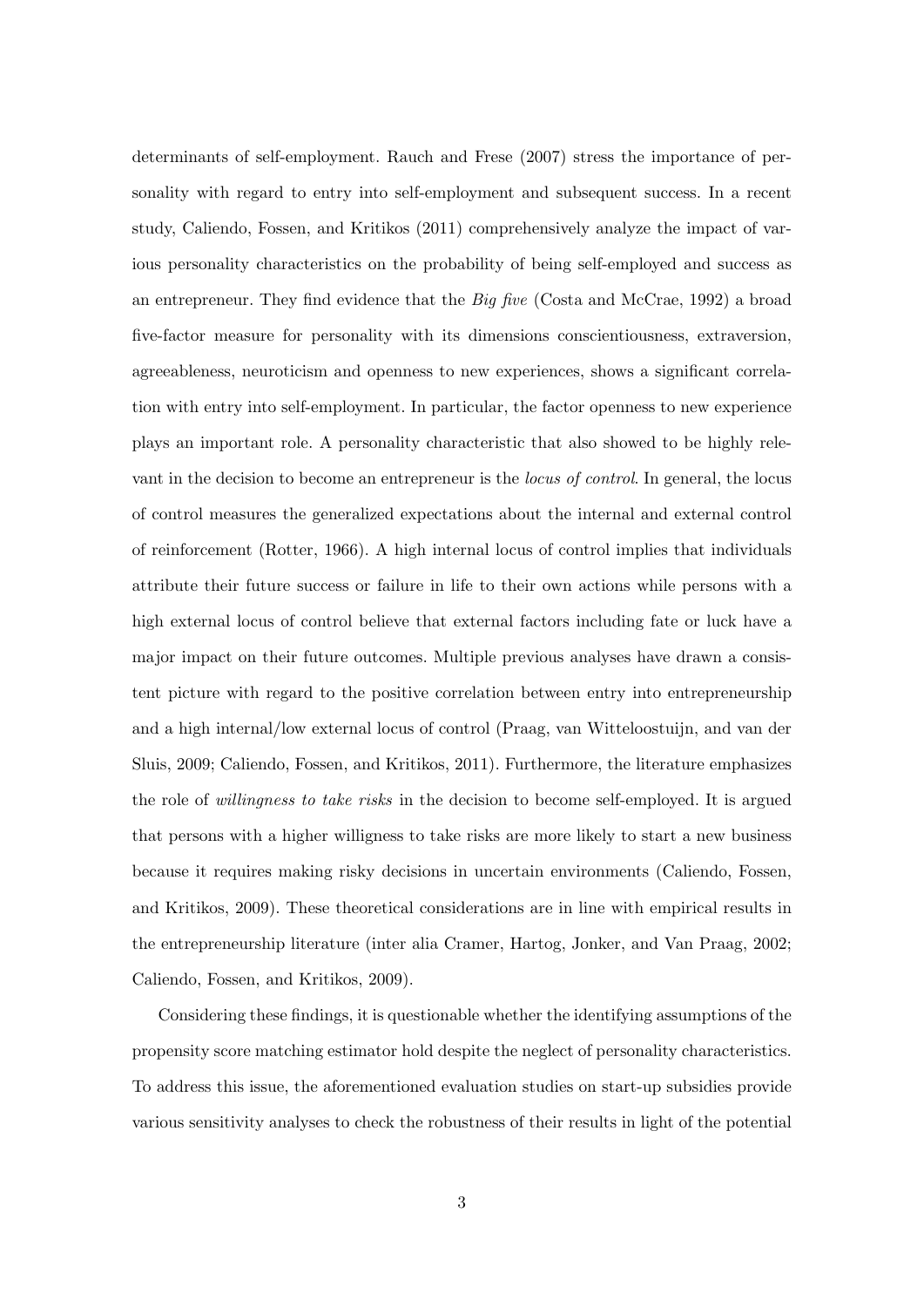determinants of self-employment. Rauch and Frese (2007) stress the importance of personality with regard to entry into self-employment and subsequent success. In a recent study, Caliendo, Fossen, and Kritikos (2011) comprehensively analyze the impact of various personality characteristics on the probability of being self-employed and success as an entrepreneur. They find evidence that the *Big five* (Costa and McCrae, 1992) a broad five-factor measure for personality with its dimensions conscientiousness, extraversion, agreeableness, neuroticism and openness to new experiences, shows a significant correlation with entry into self-employment. In particular, the factor openness to new experience plays an important role. A personality characteristic that also showed to be highly relevant in the decision to become an entrepreneur is the *locus of control*. In general, the locus of control measures the generalized expectations about the internal and external control of reinforcement (Rotter, 1966). A high internal locus of control implies that individuals attribute their future success or failure in life to their own actions while persons with a high external locus of control believe that external factors including fate or luck have a major impact on their future outcomes. Multiple previous analyses have drawn a consistent picture with regard to the positive correlation between entry into entrepreneurship and a high internal/low external locus of control (Praag, van Witteloostuijn, and van der Sluis, 2009; Caliendo, Fossen, and Kritikos, 2011). Furthermore, the literature emphasizes the role of *willingness to take risks* in the decision to become self-employed. It is argued that persons with a higher willigness to take risks are more likely to start a new business because it requires making risky decisions in uncertain environments (Caliendo, Fossen, and Kritikos, 2009). These theoretical considerations are in line with empirical results in the entrepreneurship literature (inter alia Cramer, Hartog, Jonker, and Van Praag, 2002; Caliendo, Fossen, and Kritikos, 2009).

Considering these findings, it is questionable whether the identifying assumptions of the propensity score matching estimator hold despite the neglect of personality characteristics. To address this issue, the aforementioned evaluation studies on start-up subsidies provide various sensitivity analyses to check the robustness of their results in light of the potential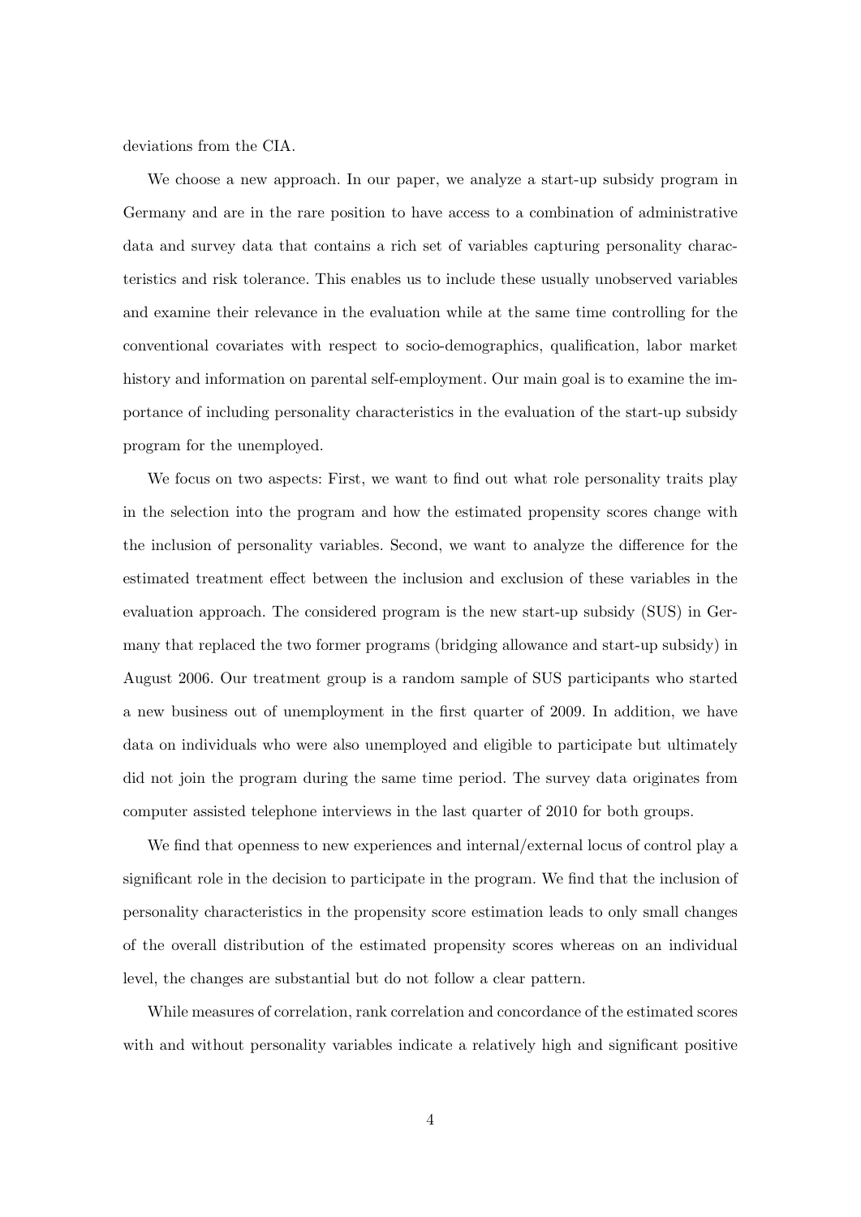deviations from the CIA.

We choose a new approach. In our paper, we analyze a start-up subsidy program in Germany and are in the rare position to have access to a combination of administrative data and survey data that contains a rich set of variables capturing personality characteristics and risk tolerance. This enables us to include these usually unobserved variables and examine their relevance in the evaluation while at the same time controlling for the conventional covariates with respect to socio-demographics, qualification, labor market history and information on parental self-employment. Our main goal is to examine the importance of including personality characteristics in the evaluation of the start-up subsidy program for the unemployed.

We focus on two aspects: First, we want to find out what role personality traits play in the selection into the program and how the estimated propensity scores change with the inclusion of personality variables. Second, we want to analyze the difference for the estimated treatment effect between the inclusion and exclusion of these variables in the evaluation approach. The considered program is the new start-up subsidy (SUS) in Germany that replaced the two former programs (bridging allowance and start-up subsidy) in August 2006. Our treatment group is a random sample of SUS participants who started a new business out of unemployment in the first quarter of 2009. In addition, we have data on individuals who were also unemployed and eligible to participate but ultimately did not join the program during the same time period. The survey data originates from computer assisted telephone interviews in the last quarter of 2010 for both groups.

We find that openness to new experiences and internal/external locus of control play a significant role in the decision to participate in the program. We find that the inclusion of personality characteristics in the propensity score estimation leads to only small changes of the overall distribution of the estimated propensity scores whereas on an individual level, the changes are substantial but do not follow a clear pattern.

While measures of correlation, rank correlation and concordance of the estimated scores with and without personality variables indicate a relatively high and significant positive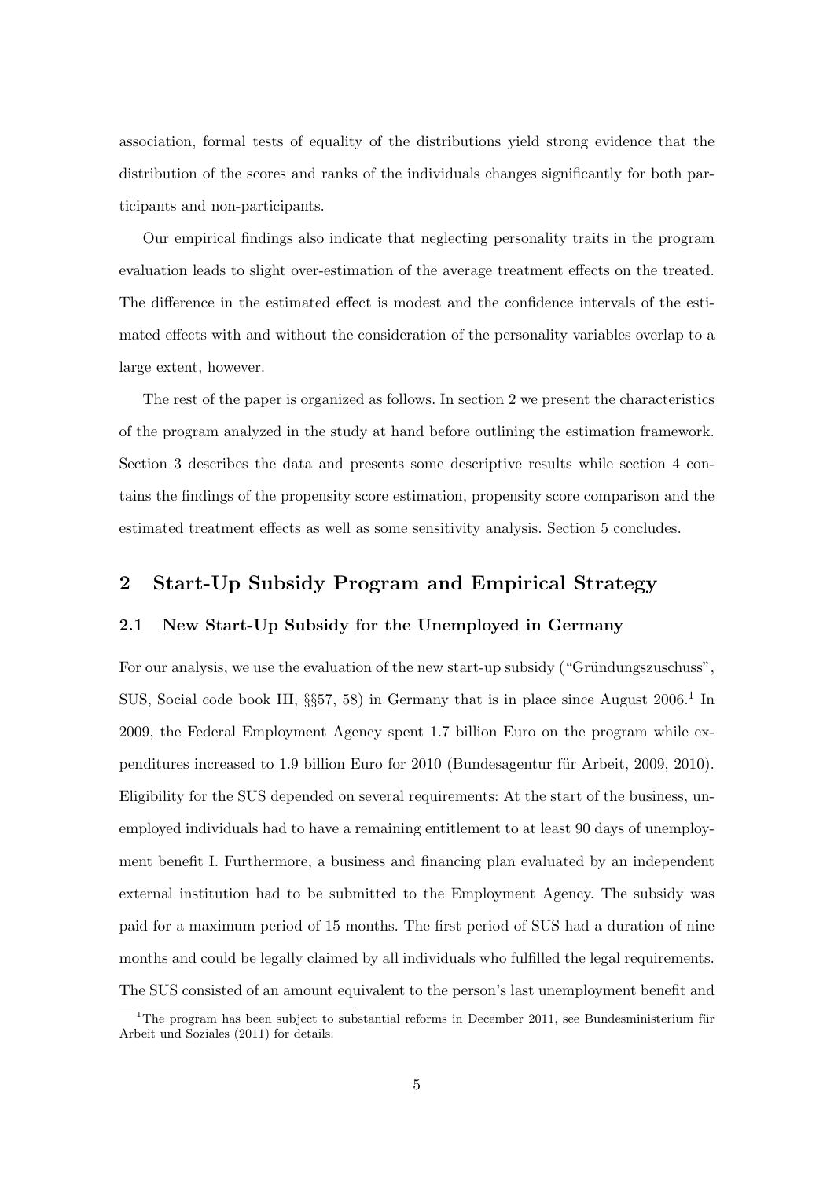association, formal tests of equality of the distributions yield strong evidence that the distribution of the scores and ranks of the individuals changes significantly for both participants and non-participants.

Our empirical findings also indicate that neglecting personality traits in the program evaluation leads to slight over-estimation of the average treatment effects on the treated. The difference in the estimated effect is modest and the confidence intervals of the estimated effects with and without the consideration of the personality variables overlap to a large extent, however.

The rest of the paper is organized as follows. In section 2 we present the characteristics of the program analyzed in the study at hand before outlining the estimation framework. Section 3 describes the data and presents some descriptive results while section 4 contains the findings of the propensity score estimation, propensity score comparison and the estimated treatment effects as well as some sensitivity analysis. Section 5 concludes.

## 2 Start-Up Subsidy Program and Empirical Strategy

### 2.1 New Start-Up Subsidy for the Unemployed in Germany

For our analysis, we use the evaluation of the new start-up subsidy ("Gründungszuschuss", SUS, Social code book III, §§57, 58) in Germany that is in place since August 2006.[1] In 2009, the Federal Employment Agency spent 1.7 billion Euro on the program while expenditures increased to 1.9 billion Euro for 2010 (Bundesagentur für Arbeit, 2009, 2010). Eligibility for the SUS depended on several requirements: At the start of the business, unemployed individuals had to have a remaining entitlement to at least 90 days of unemployment benefit I. Furthermore, a business and financing plan evaluated by an independent external institution had to be submitted to the Employment Agency. The subsidy was paid for a maximum period of 15 months. The first period of SUS had a duration of nine months and could be legally claimed by all individuals who fulfilled the legal requirements. The SUS consisted of an amount equivalent to the person's last unemployment benefit and

[1] The program has been subject to substantial reforms in December 2011, see Bundesministerium für Arbeit und Soziales (2011) for details.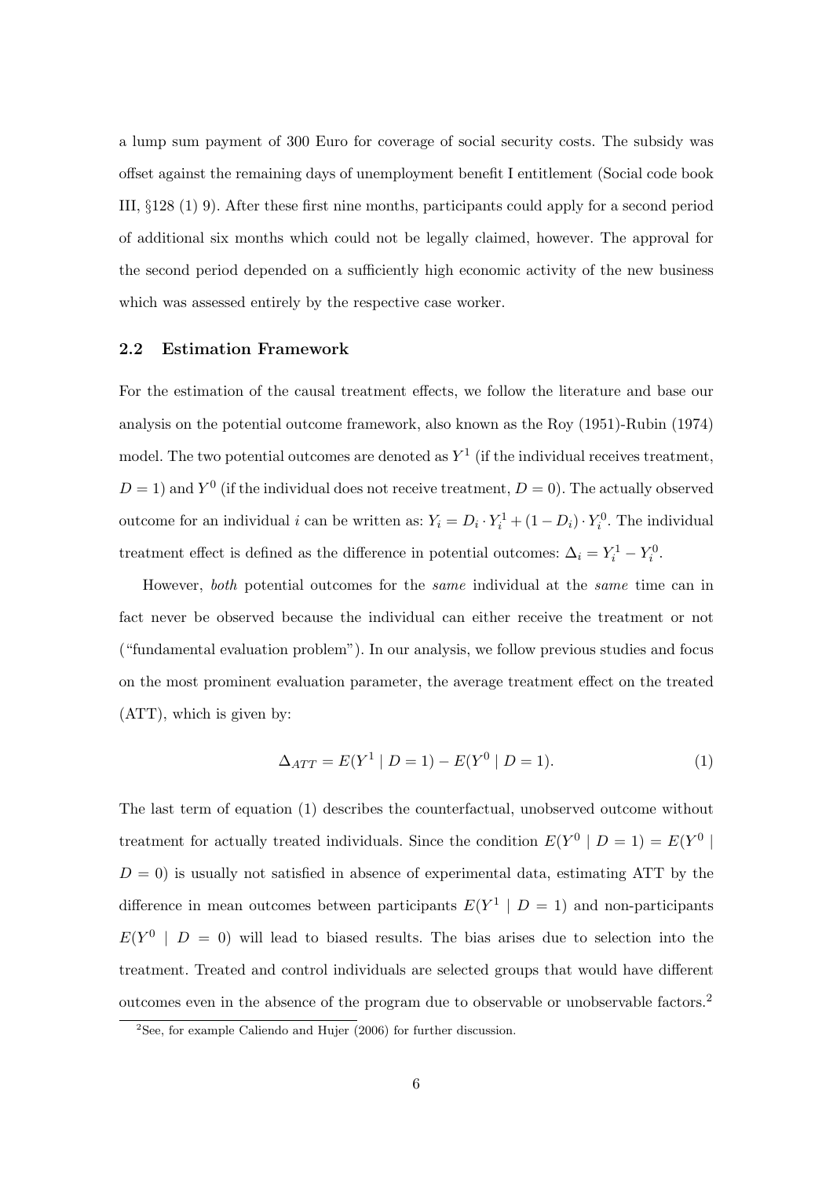a lump sum payment of 300 Euro for coverage of social security costs. The subsidy was offset against the remaining days of unemployment benefit I entitlement (Social code book III, §128 (1) 9). After these first nine months, participants could apply for a second period of additional six months which could not be legally claimed, however. The approval for the second period depended on a sufficiently high economic activity of the new business which was assessed entirely by the respective case worker.

## 2.2 Estimation Framework

For the estimation of the causal treatment effects, we follow the literature and base our analysis on the potential outcome framework, also known as the Roy (1951)-Rubin (1974) model. The two potential outcomes are denoted as $Y^1$ (if the individual receives treatment, $D = 1$) and $Y^0$ (if the individual does not receive treatment, $D = 0$). The actually observed outcome for an individual $i$ can be written as: $Y_i = D_i \cdot Y_i^1 + (1 - D_i) \cdot Y_i^0$. The individual treatment effect is defined as the difference in potential outcomes: $\Delta_i = Y_i^1 - Y_i^0$.

However, *both* potential outcomes for the *same* individual at the *same* time can in fact never be observed because the individual can either receive the treatment or not ("fundamental evaluation problem"). In our analysis, we follow previous studies and focus on the most prominent evaluation parameter, the average treatment effect on the treated (ATT), which is given by:

$$\Delta_{ATT} = E(Y^1 \mid D = 1) - E(Y^0 \mid D = 1). \tag{1}$$

The last term of equation (1) describes the counterfactual, unobserved outcome without treatment for actually treated individuals. Since the condition $E(Y^0 \mid D = 1) = E(Y^0 \mid D = 0)$ is usually not satisfied in absence of experimental data, estimating ATT by the difference in mean outcomes between participants $E(Y^1 \mid D = 1)$ and non-participants $E(Y^0 \mid D = 0)$ will lead to biased results. The bias arises due to selection into the treatment. Treated and control individuals are selected groups that would have different outcomes even in the absence of the program due to observable or unobservable factors.[2]

[2] See, for example Caliendo and Hujer (2006) for further discussion.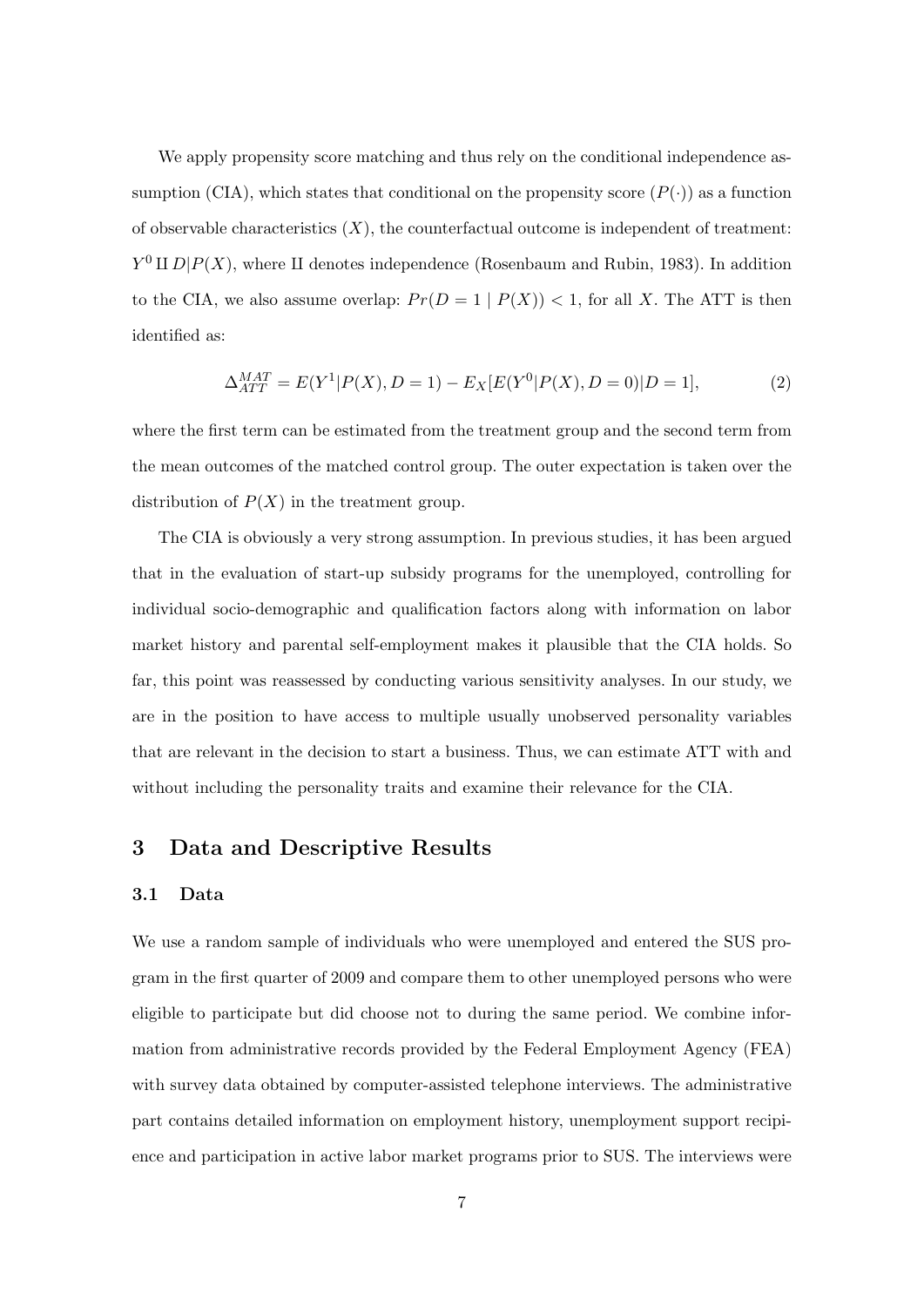We apply propensity score matching and thus rely on the conditional independence assumption (CIA), which states that conditional on the propensity score ($P(\cdot)$) as a function of observable characteristics ($X$), the counterfactual outcome is independent of treatment: $Y^0 \amalg D|P(X)$, where $\amalg$ denotes independence (Rosenbaum and Rubin, 1983). In addition to the CIA, we also assume overlap: $Pr(D = 1 \mid P(X)) < 1$, for all $X$. The ATT is then identified as:

$$\Delta_{ATT}^{MAT} = E(Y^1|P(X), D = 1) - E_X[E(Y^0|P(X), D = 0)|D = 1], \tag{2}$$

where the first term can be estimated from the treatment group and the second term from the mean outcomes of the matched control group. The outer expectation is taken over the distribution of $P(X)$ in the treatment group.

The CIA is obviously a very strong assumption. In previous studies, it has been argued that in the evaluation of start-up subsidy programs for the unemployed, controlling for individual socio-demographic and qualification factors along with information on labor market history and parental self-employment makes it plausible that the CIA holds. So far, this point was reassessed by conducting various sensitivity analyses. In our study, we are in the position to have access to multiple usually unobserved personality variables that are relevant in the decision to start a business. Thus, we can estimate ATT with and without including the personality traits and examine their relevance for the CIA.

## 3 Data and Descriptive Results

### 3.1 Data

We use a random sample of individuals who were unemployed and entered the SUS program in the first quarter of 2009 and compare them to other unemployed persons who were eligible to participate but did choose not to during the same period. We combine information from administrative records provided by the Federal Employment Agency (FEA) with survey data obtained by computer-assisted telephone interviews. The administrative part contains detailed information on employment history, unemployment support recipience and participation in active labor market programs prior to SUS. The interviews were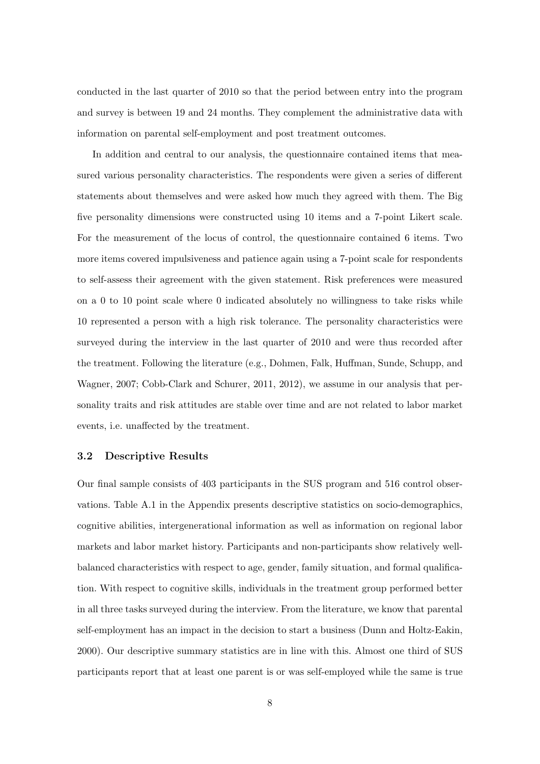conducted in the last quarter of 2010 so that the period between entry into the program and survey is between 19 and 24 months. They complement the administrative data with information on parental self-employment and post treatment outcomes.

In addition and central to our analysis, the questionnaire contained items that measured various personality characteristics. The respondents were given a series of different statements about themselves and were asked how much they agreed with them. The Big five personality dimensions were constructed using 10 items and a 7-point Likert scale. For the measurement of the locus of control, the questionnaire contained 6 items. Two more items covered impulsiveness and patience again using a 7-point scale for respondents to self-assess their agreement with the given statement. Risk preferences were measured on a 0 to 10 point scale where 0 indicated absolutely no willingness to take risks while 10 represented a person with a high risk tolerance. The personality characteristics were surveyed during the interview in the last quarter of 2010 and were thus recorded after the treatment. Following the literature (e.g., Dohmen, Falk, Huffman, Sunde, Schupp, and Wagner, 2007; Cobb-Clark and Schurer, 2011, 2012), we assume in our analysis that personality traits and risk attitudes are stable over time and are not related to labor market events, i.e. unaffected by the treatment.

### 3.2 Descriptive Results

Our final sample consists of 403 participants in the SUS program and 516 control observations. Table A.1 in the Appendix presents descriptive statistics on socio-demographics, cognitive abilities, intergenerational information as well as information on regional labor markets and labor market history. Participants and non-participants show relatively well-balanced characteristics with respect to age, gender, family situation, and formal qualification. With respect to cognitive skills, individuals in the treatment group performed better in all three tasks surveyed during the interview. From the literature, we know that parental self-employment has an impact in the decision to start a business (Dunn and Holtz-Eakin, 2000). Our descriptive summary statistics are in line with this. Almost one third of SUS participants report that at least one parent is or was self-employed while the same is true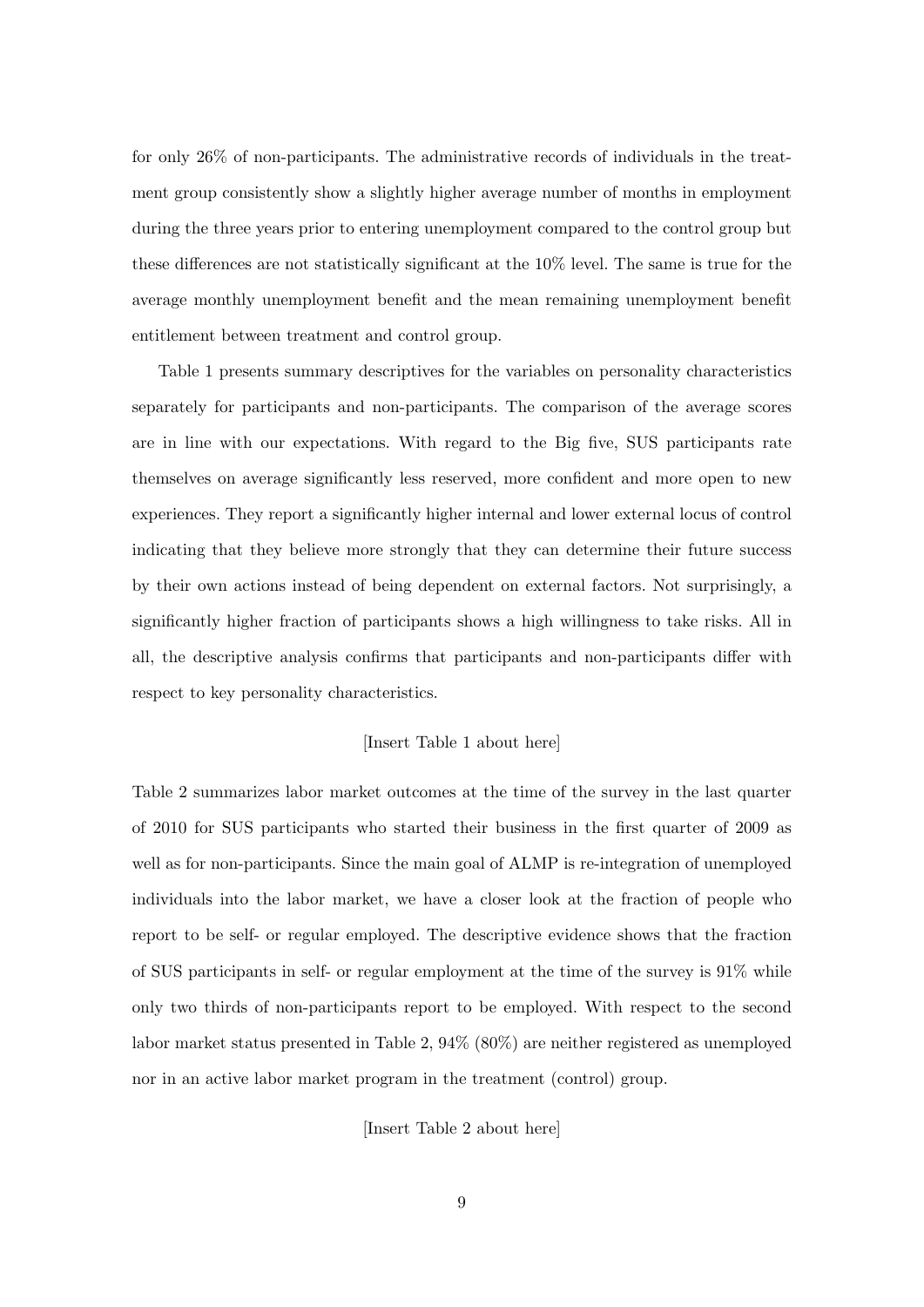for only 26% of non-participants. The administrative records of individuals in the treatment group consistently show a slightly higher average number of months in employment during the three years prior to entering unemployment compared to the control group but these differences are not statistically significant at the 10% level. The same is true for the average monthly unemployment benefit and the mean remaining unemployment benefit entitlement between treatment and control group.

Table 1 presents summary descriptives for the variables on personality characteristics separately for participants and non-participants. The comparison of the average scores are in line with our expectations. With regard to the Big five, SUS participants rate themselves on average significantly less reserved, more confident and more open to new experiences. They report a significantly higher internal and lower external locus of control indicating that they believe more strongly that they can determine their future success by their own actions instead of being dependent on external factors. Not surprisingly, a significantly higher fraction of participants shows a high willingness to take risks. All in all, the descriptive analysis confirms that participants and non-participants differ with respect to key personality characteristics.

[Insert Table 1 about here]

Table 2 summarizes labor market outcomes at the time of the survey in the last quarter of 2010 for SUS participants who started their business in the first quarter of 2009 as well as for non-participants. Since the main goal of ALMP is re-integration of unemployed individuals into the labor market, we have a closer look at the fraction of people who report to be self- or regular employed. The descriptive evidence shows that the fraction of SUS participants in self- or regular employment at the time of the survey is 91% while only two thirds of non-participants report to be employed. With respect to the second labor market status presented in Table 2, 94% (80%) are neither registered as unemployed nor in an active labor market program in the treatment (control) group.

[Insert Table 2 about here]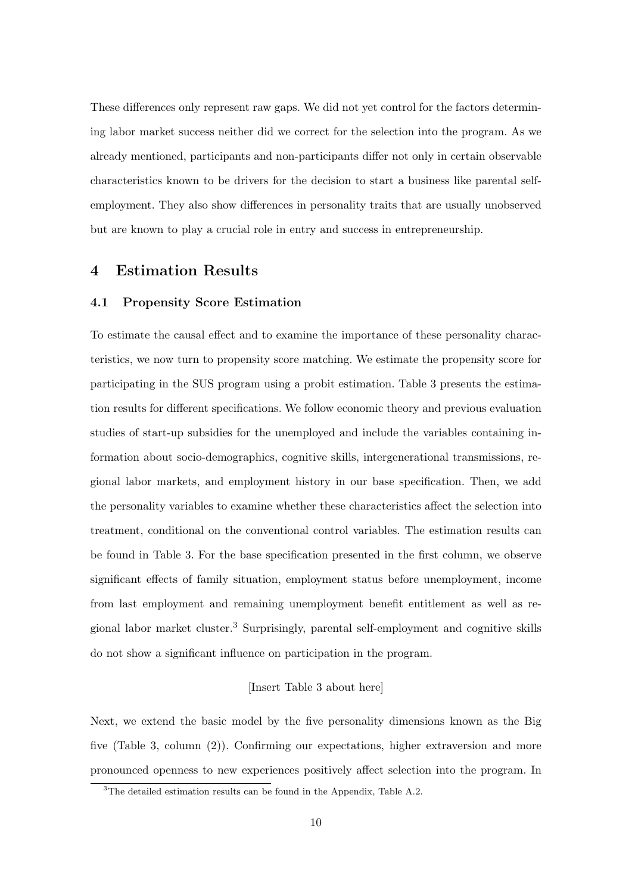These differences only represent raw gaps. We did not yet control for the factors determining labor market success neither did we correct for the selection into the program. As we already mentioned, participants and non-participants differ not only in certain observable characteristics known to be drivers for the decision to start a business like parental self-employment. They also show differences in personality traits that are usually unobserved but are known to play a crucial role in entry and success in entrepreneurship.

# 4 Estimation Results

## 4.1 Propensity Score Estimation

To estimate the causal effect and to examine the importance of these personality characteristics, we now turn to propensity score matching. We estimate the propensity score for participating in the SUS program using a probit estimation. Table 3 presents the estimation results for different specifications. We follow economic theory and previous evaluation studies of start-up subsidies for the unemployed and include the variables containing information about socio-demographics, cognitive skills, intergenerational transmissions, regional labor markets, and employment history in our base specification. Then, we add the personality variables to examine whether these characteristics affect the selection into treatment, conditional on the conventional control variables. The estimation results can be found in Table 3. For the base specification presented in the first column, we observe significant effects of family situation, employment status before unemployment, income from last employment and remaining unemployment benefit entitlement as well as regional labor market cluster.[3] Surprisingly, parental self-employment and cognitive skills do not show a significant influence on participation in the program.

[Insert Table 3 about here]

Next, we extend the basic model by the five personality dimensions known as the Big five (Table 3, column (2)). Confirming our expectations, higher extraversion and more pronounced openness to new experiences positively affect selection into the program. In

[3] The detailed estimation results can be found in the Appendix, Table A.2.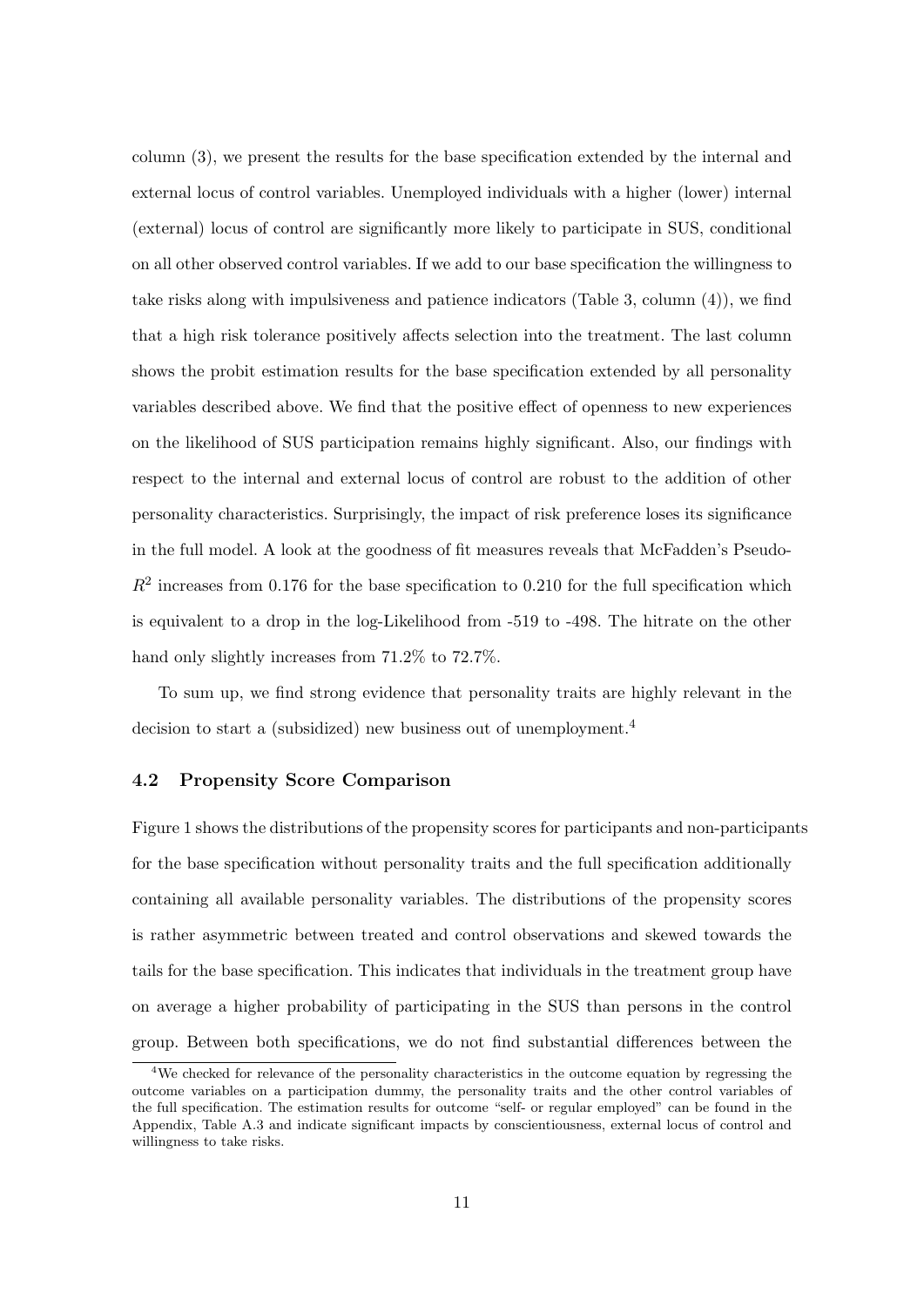column (3), we present the results for the base specification extended by the internal and external locus of control variables. Unemployed individuals with a higher (lower) internal (external) locus of control are significantly more likely to participate in SUS, conditional on all other observed control variables. If we add to our base specification the willingness to take risks along with impulsiveness and patience indicators (Table 3, column (4)), we find that a high risk tolerance positively affects selection into the treatment. The last column shows the probit estimation results for the base specification extended by all personality variables described above. We find that the positive effect of openness to new experiences on the likelihood of SUS participation remains highly significant. Also, our findings with respect to the internal and external locus of control are robust to the addition of other personality characteristics. Surprisingly, the impact of risk preference loses its significance in the full model. A look at the goodness of fit measures reveals that McFadden's Pseudo-$R^2$ increases from 0.176 for the base specification to 0.210 for the full specification which is equivalent to a drop in the log-Likelihood from -519 to -498. The hitrate on the other hand only slightly increases from 71.2% to 72.7%.

To sum up, we find strong evidence that personality traits are highly relevant in the decision to start a (subsidized) new business out of unemployment.[4]

### 4.2 Propensity Score Comparison

Figure 1 shows the distributions of the propensity scores for participants and non-participants for the base specification without personality traits and the full specification additionally containing all available personality variables. The distributions of the propensity scores is rather asymmetric between treated and control observations and skewed towards the tails for the base specification. This indicates that individuals in the treatment group have on average a higher probability of participating in the SUS than persons in the control group. Between both specifications, we do not find substantial differences between the

[4] We checked for relevance of the personality characteristics in the outcome equation by regressing the outcome variables on a participation dummy, the personality traits and the other control variables of the full specification. The estimation results for outcome "self- or regular employed" can be found in the Appendix, Table A.3 and indicate significant impacts by conscientiousness, external locus of control and willingness to take risks.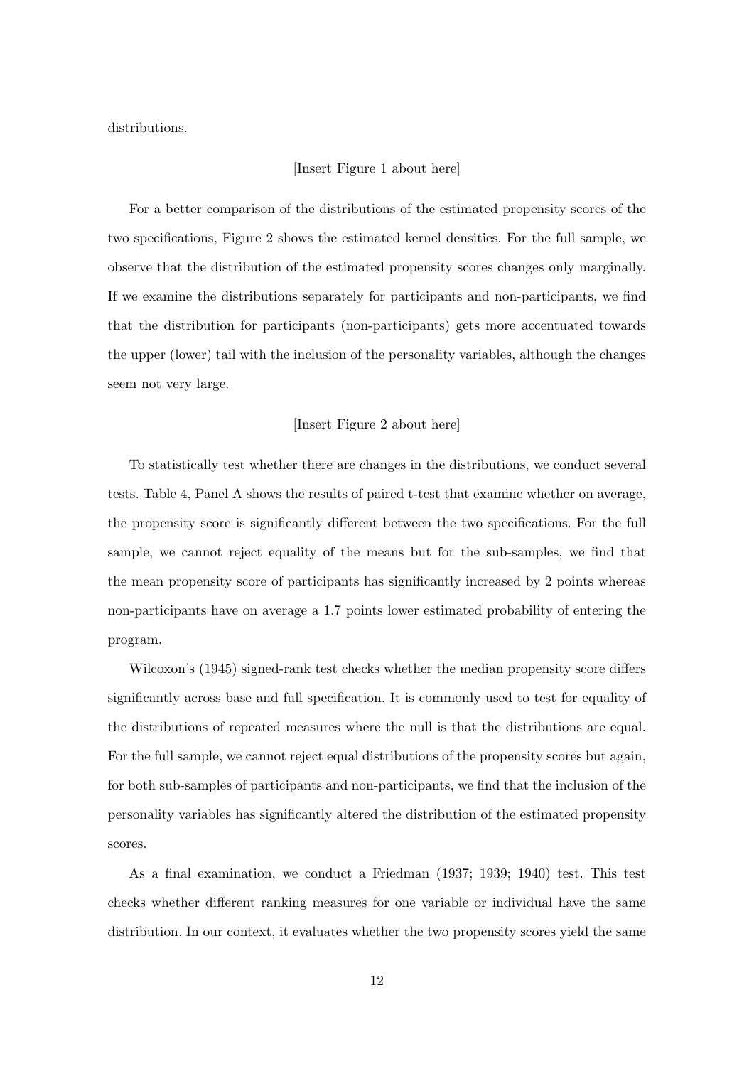distributions.

[Insert Figure 1 about here]

For a better comparison of the distributions of the estimated propensity scores of the two specifications, Figure 2 shows the estimated kernel densities. For the full sample, we observe that the distribution of the estimated propensity scores changes only marginally. If we examine the distributions separately for participants and non-participants, we find that the distribution for participants (non-participants) gets more accentuated towards the upper (lower) tail with the inclusion of the personality variables, although the changes seem not very large.

[Insert Figure 2 about here]

To statistically test whether there are changes in the distributions, we conduct several tests. Table 4, Panel A shows the results of paired t-test that examine whether on average, the propensity score is significantly different between the two specifications. For the full sample, we cannot reject equality of the means but for the sub-samples, we find that the mean propensity score of participants has significantly increased by 2 points whereas non-participants have on average a 1.7 points lower estimated probability of entering the program.

Wilcoxon's (1945) signed-rank test checks whether the median propensity score differs significantly across base and full specification. It is commonly used to test for equality of the distributions of repeated measures where the null is that the distributions are equal. For the full sample, we cannot reject equal distributions of the propensity scores but again, for both sub-samples of participants and non-participants, we find that the inclusion of the personality variables has significantly altered the distribution of the estimated propensity scores.

As a final examination, we conduct a Friedman (1937; 1939; 1940) test. This test checks whether different ranking measures for one variable or individual have the same distribution. In our context, it evaluates whether the two propensity scores yield the same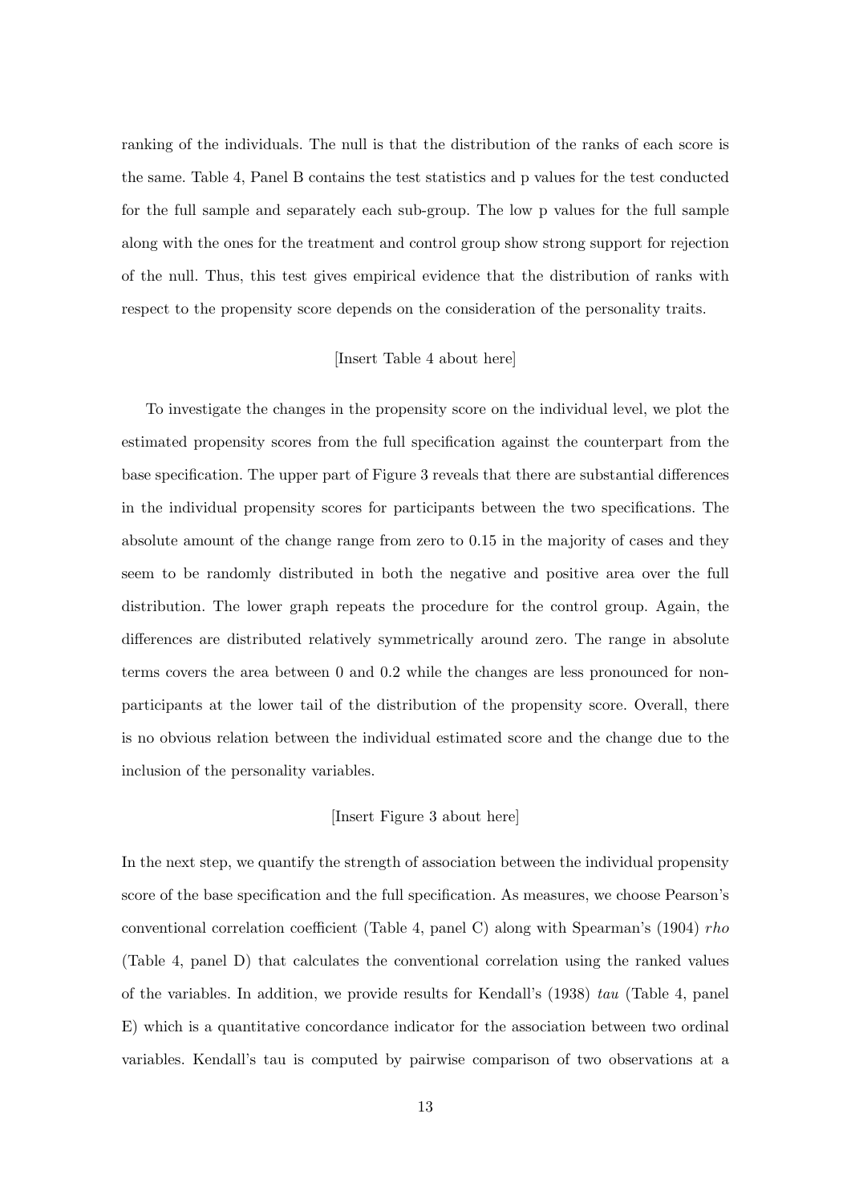ranking of the individuals. The null is that the distribution of the ranks of each score is the same. Table 4, Panel B contains the test statistics and p values for the test conducted for the full sample and separately each sub-group. The low p values for the full sample along with the ones for the treatment and control group show strong support for rejection of the null. Thus, this test gives empirical evidence that the distribution of ranks with respect to the propensity score depends on the consideration of the personality traits.

[Insert Table 4 about here]

To investigate the changes in the propensity score on the individual level, we plot the estimated propensity scores from the full specification against the counterpart from the base specification. The upper part of Figure 3 reveals that there are substantial differences in the individual propensity scores for participants between the two specifications. The absolute amount of the change range from zero to 0.15 in the majority of cases and they seem to be randomly distributed in both the negative and positive area over the full distribution. The lower graph repeats the procedure for the control group. Again, the differences are distributed relatively symmetrically around zero. The range in absolute terms covers the area between 0 and 0.2 while the changes are less pronounced for non-participants at the lower tail of the distribution of the propensity score. Overall, there is no obvious relation between the individual estimated score and the change due to the inclusion of the personality variables.

[Insert Figure 3 about here]

In the next step, we quantify the strength of association between the individual propensity score of the base specification and the full specification. As measures, we choose Pearson's conventional correlation coefficient (Table 4, panel C) along with Spearman's (1904) *rho* (Table 4, panel D) that calculates the conventional correlation using the ranked values of the variables. In addition, we provide results for Kendall's (1938) *tau* (Table 4, panel E) which is a quantitative concordance indicator for the association between two ordinal variables. Kendall's tau is computed by pairwise comparison of two observations at a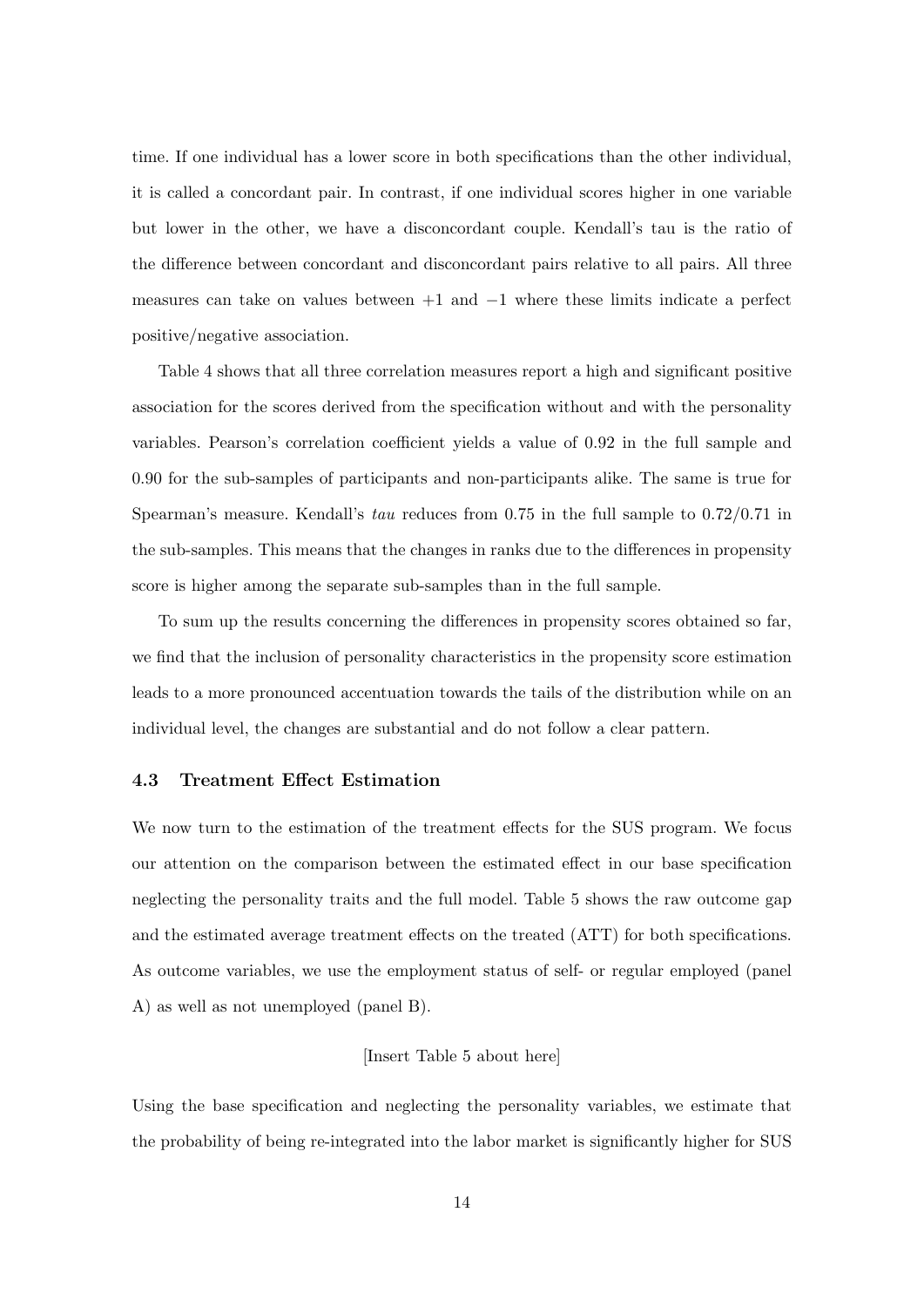time. If one individual has a lower score in both specifications than the other individual, it is called a concordant pair. In contrast, if one individual scores higher in one variable but lower in the other, we have a disconcordant couple. Kendall's tau is the ratio of the difference between concordant and disconcordant pairs relative to all pairs. All three measures can take on values between $+1$ and $-1$ where these limits indicate a perfect positive/negative association.

Table 4 shows that all three correlation measures report a high and significant positive association for the scores derived from the specification without and with the personality variables. Pearson's correlation coefficient yields a value of 0.92 in the full sample and 0.90 for the sub-samples of participants and non-participants alike. The same is true for Spearman's measure. Kendall's *tau* reduces from 0.75 in the full sample to 0.72/0.71 in the sub-samples. This means that the changes in ranks due to the differences in propensity score is higher among the separate sub-samples than in the full sample.

To sum up the results concerning the differences in propensity scores obtained so far, we find that the inclusion of personality characteristics in the propensity score estimation leads to a more pronounced accentuation towards the tails of the distribution while on an individual level, the changes are substantial and do not follow a clear pattern.

### 4.3 Treatment Effect Estimation

We now turn to the estimation of the treatment effects for the SUS program. We focus our attention on the comparison between the estimated effect in our base specification neglecting the personality traits and the full model. Table 5 shows the raw outcome gap and the estimated average treatment effects on the treated (ATT) for both specifications. As outcome variables, we use the employment status of self- or regular employed (panel A) as well as not unemployed (panel B).

[Insert Table 5 about here]

Using the base specification and neglecting the personality variables, we estimate that the probability of being re-integrated into the labor market is significantly higher for SUS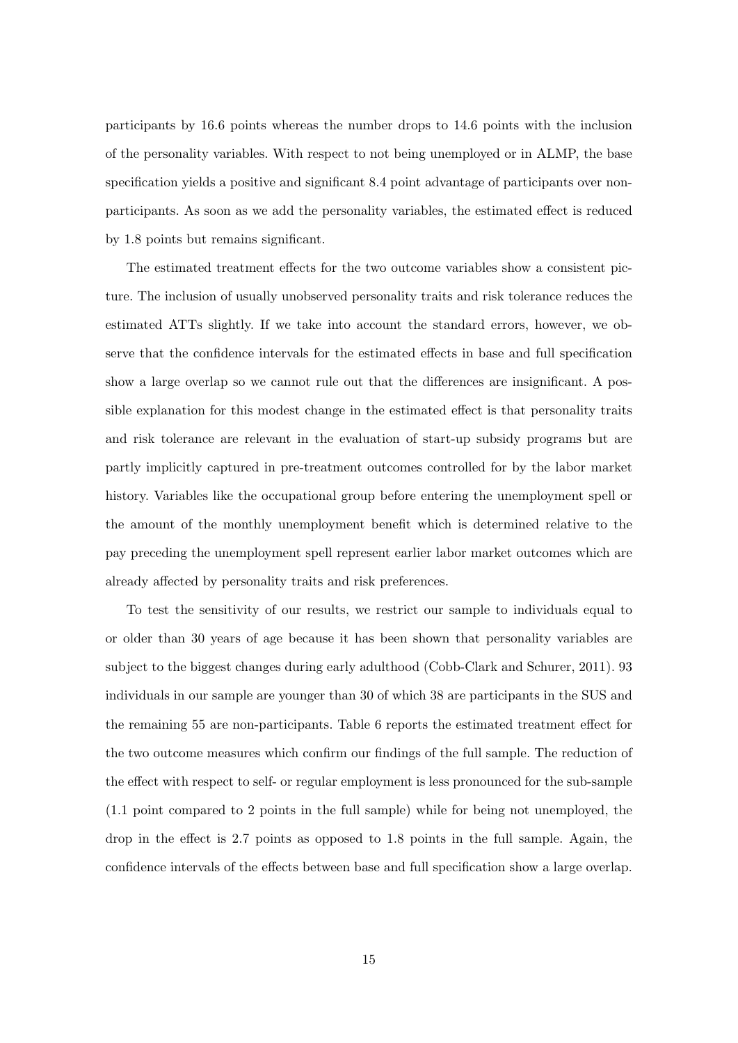participants by 16.6 points whereas the number drops to 14.6 points with the inclusion of the personality variables. With respect to not being unemployed or in ALMP, the base specification yields a positive and significant 8.4 point advantage of participants over non-participants. As soon as we add the personality variables, the estimated effect is reduced by 1.8 points but remains significant.

The estimated treatment effects for the two outcome variables show a consistent picture. The inclusion of usually unobserved personality traits and risk tolerance reduces the estimated ATTs slightly. If we take into account the standard errors, however, we observe that the confidence intervals for the estimated effects in base and full specification show a large overlap so we cannot rule out that the differences are insignificant. A possible explanation for this modest change in the estimated effect is that personality traits and risk tolerance are relevant in the evaluation of start-up subsidy programs but are partly implicitly captured in pre-treatment outcomes controlled for by the labor market history. Variables like the occupational group before entering the unemployment spell or the amount of the monthly unemployment benefit which is determined relative to the pay preceding the unemployment spell represent earlier labor market outcomes which are already affected by personality traits and risk preferences.

To test the sensitivity of our results, we restrict our sample to individuals equal to or older than 30 years of age because it has been shown that personality variables are subject to the biggest changes during early adulthood (Cobb-Clark and Schurer, 2011). 93 individuals in our sample are younger than 30 of which 38 are participants in the SUS and the remaining 55 are non-participants. Table 6 reports the estimated treatment effect for the two outcome measures which confirm our findings of the full sample. The reduction of the effect with respect to self- or regular employment is less pronounced for the sub-sample (1.1 point compared to 2 points in the full sample) while for being not unemployed, the drop in the effect is 2.7 points as opposed to 1.8 points in the full sample. Again, the confidence intervals of the effects between base and full specification show a large overlap.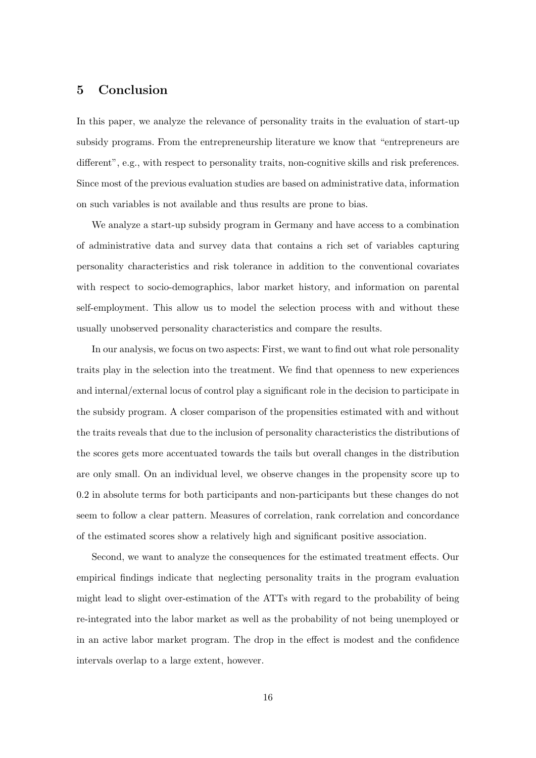## 5 Conclusion

In this paper, we analyze the relevance of personality traits in the evaluation of start-up subsidy programs. From the entrepreneurship literature we know that "entrepreneurs are different", e.g., with respect to personality traits, non-cognitive skills and risk preferences. Since most of the previous evaluation studies are based on administrative data, information on such variables is not available and thus results are prone to bias.

We analyze a start-up subsidy program in Germany and have access to a combination of administrative data and survey data that contains a rich set of variables capturing personality characteristics and risk tolerance in addition to the conventional covariates with respect to socio-demographics, labor market history, and information on parental self-employment. This allow us to model the selection process with and without these usually unobserved personality characteristics and compare the results.

In our analysis, we focus on two aspects: First, we want to find out what role personality traits play in the selection into the treatment. We find that openness to new experiences and internal/external locus of control play a significant role in the decision to participate in the subsidy program. A closer comparison of the propensities estimated with and without the traits reveals that due to the inclusion of personality characteristics the distributions of the scores gets more accentuated towards the tails but overall changes in the distribution are only small. On an individual level, we observe changes in the propensity score up to 0.2 in absolute terms for both participants and non-participants but these changes do not seem to follow a clear pattern. Measures of correlation, rank correlation and concordance of the estimated scores show a relatively high and significant positive association.

Second, we want to analyze the consequences for the estimated treatment effects. Our empirical findings indicate that neglecting personality traits in the program evaluation might lead to slight over-estimation of the ATTs with regard to the probability of being re-integrated into the labor market as well as the probability of not being unemployed or in an active labor market program. The drop in the effect is modest and the confidence intervals overlap to a large extent, however.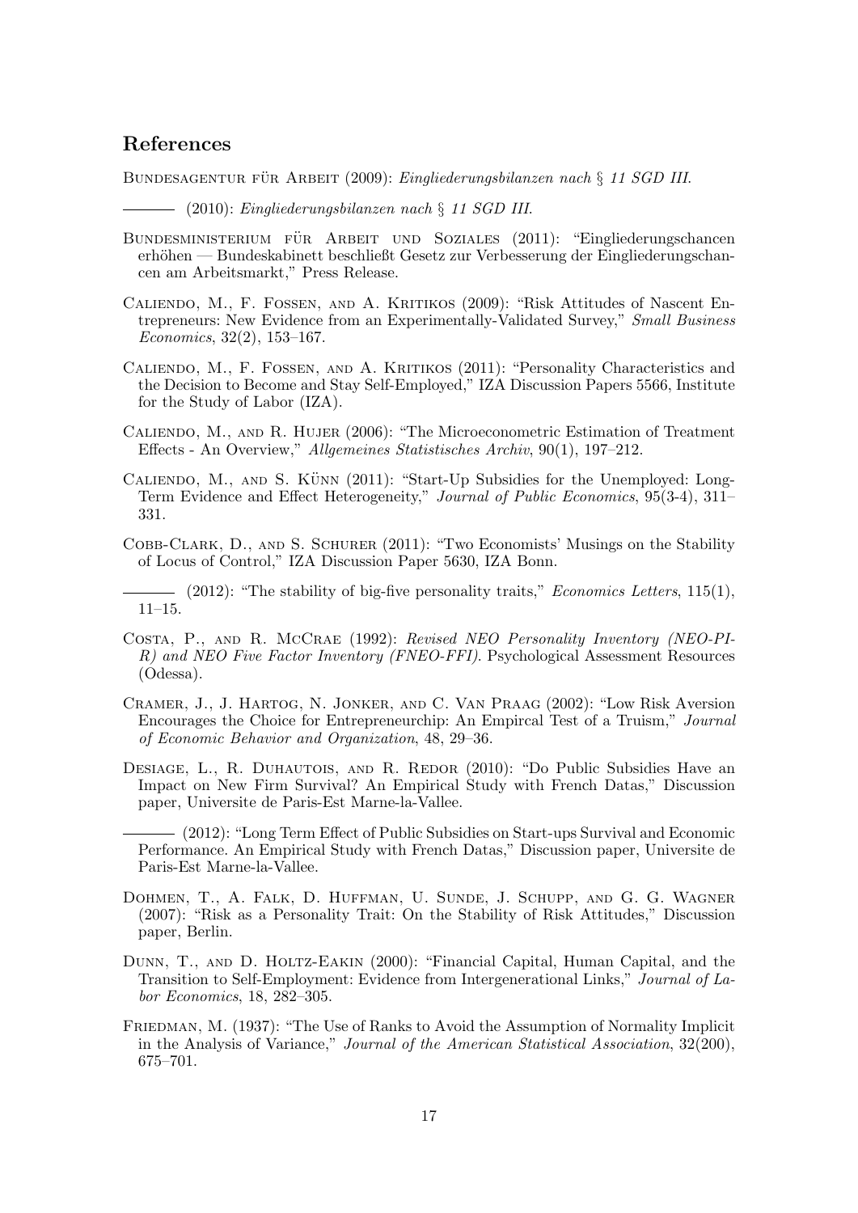## References

Bundesagentur für Arbeit (2009): *Eingliederungsbilanzen nach § 11 SGD III.*

——— (2010): *Eingliederungsbilanzen nach § 11 SGD III.*

Bundesministerium für Arbeit und Soziales (2011): "Eingliederungschancen erhöhen — Bundeskabinett beschließt Gesetz zur Verbesserung der Eingliederungschancen am Arbeitsmarkt," Press Release.

Caliendo, M., F. Fossen, and A. Kritikos (2009): "Risk Attitudes of Nascent Entrepreneurs: New Evidence from an Experimentally-Validated Survey," *Small Business Economics*, 32(2), 153–167.

Caliendo, M., F. Fossen, and A. Kritikos (2011): "Personality Characteristics and the Decision to Become and Stay Self-Employed," IZA Discussion Papers 5566, Institute for the Study of Labor (IZA).

Caliendo, M., and R. Hujer (2006): "The Microeconometric Estimation of Treatment Effects - An Overview," *Allgemeines Statistisches Archiv*, 90(1), 197–212.

Caliendo, M., and S. Künn (2011): "Start-Up Subsidies for the Unemployed: Long-Term Evidence and Effect Heterogeneity," *Journal of Public Economics*, 95(3-4), 311–331.

Cobb-Clark, D., and S. Schurer (2011): "Two Economists' Musings on the Stability of Locus of Control," IZA Discussion Paper 5630, IZA Bonn.

——— (2012): "The stability of big-five personality traits," *Economics Letters*, 115(1), 11–15.

Costa, P., and R. McCrae (1992): *Revised NEO Personality Inventory (NEO-PI-R) and NEO Five Factor Inventory (FNEO-FFI)*. Psychological Assessment Resources (Odessa).

Cramer, J., J. Hartog, N. Jonker, and C. Van Praag (2002): "Low Risk Aversion Encourages the Choice for Entrepreneurchip: An Empircal Test of a Truism," *Journal of Economic Behavior and Organization*, 48, 29–36.

Desiage, L., R. Duhautois, and R. Redor (2010): "Do Public Subsidies Have an Impact on New Firm Survival? An Empirical Study with French Datas," Discussion paper, Universite de Paris-Est Marne-la-Vallee.

——— (2012): "Long Term Effect of Public Subsidies on Start-ups Survival and Economic Performance. An Empirical Study with French Datas," Discussion paper, Universite de Paris-Est Marne-la-Vallee.

Dohmen, T., A. Falk, D. Huffman, U. Sunde, J. Schupp, and G. G. Wagner (2007): "Risk as a Personality Trait: On the Stability of Risk Attitudes," Discussion paper, Berlin.

Dunn, T., and D. Holtz-Eakin (2000): "Financial Capital, Human Capital, and the Transition to Self-Employment: Evidence from Intergenerational Links," *Journal of Labor Economics*, 18, 282–305.

Friedman, M. (1937): "The Use of Ranks to Avoid the Assumption of Normality Implicit in the Analysis of Variance," *Journal of the American Statistical Association*, 32(200), 675–701.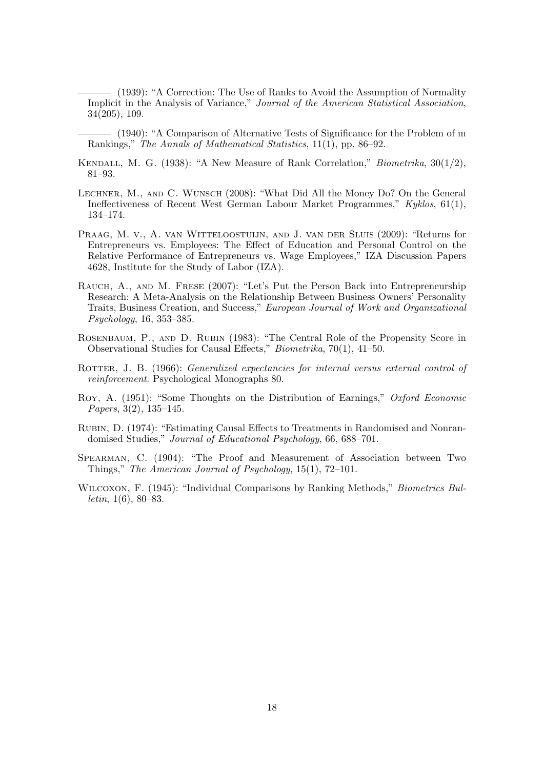——— (1939): "A Correction: The Use of Ranks to Avoid the Assumption of Normality Implicit in the Analysis of Variance," *Journal of the American Statistical Association*, 34(205), 109.

——— (1940): "A Comparison of Alternative Tests of Significance for the Problem of m Rankings," *The Annals of Mathematical Statistics*, 11(1), pp. 86–92.

Kendall, M. G. (1938): "A New Measure of Rank Correlation," *Biometrika*, 30(1/2), 81–93.

Lechner, M., and C. Wunsch (2008): "What Did All the Money Do? On the General Ineffectiveness of Recent West German Labour Market Programmes," *Kyklos*, 61(1), 134–174.

Praag, M. v., A. van Witteloostuijn, and J. van der Sluis (2009): "Returns for Entrepreneurs vs. Employees: The Effect of Education and Personal Control on the Relative Performance of Entrepreneurs vs. Wage Employees," IZA Discussion Papers 4628, Institute for the Study of Labor (IZA).

Rauch, A., and M. Frese (2007): "Let's Put the Person Back into Entrepreneurship Research: A Meta-Analysis on the Relationship Between Business Owners' Personality Traits, Business Creation, and Success," *European Journal of Work and Organizational Psychology*, 16, 353–385.

Rosenbaum, P., and D. Rubin (1983): "The Central Role of the Propensity Score in Observational Studies for Causal Effects," *Biometrika*, 70(1), 41–50.

Rotter, J. B. (1966): *Generalized expectancies for internal versus external control of reinforcement*. Psychological Monographs 80.

Roy, A. (1951): "Some Thoughts on the Distribution of Earnings," *Oxford Economic Papers*, 3(2), 135–145.

Rubin, D. (1974): "Estimating Causal Effects to Treatments in Randomised and Nonrandomised Studies," *Journal of Educational Psychology*, 66, 688–701.

Spearman, C. (1904): "The Proof and Measurement of Association between Two Things," *The American Journal of Psychology*, 15(1), 72–101.

Wilcoxon, F. (1945): "Individual Comparisons by Ranking Methods," *Biometrics Bulletin*, 1(6), 80–83.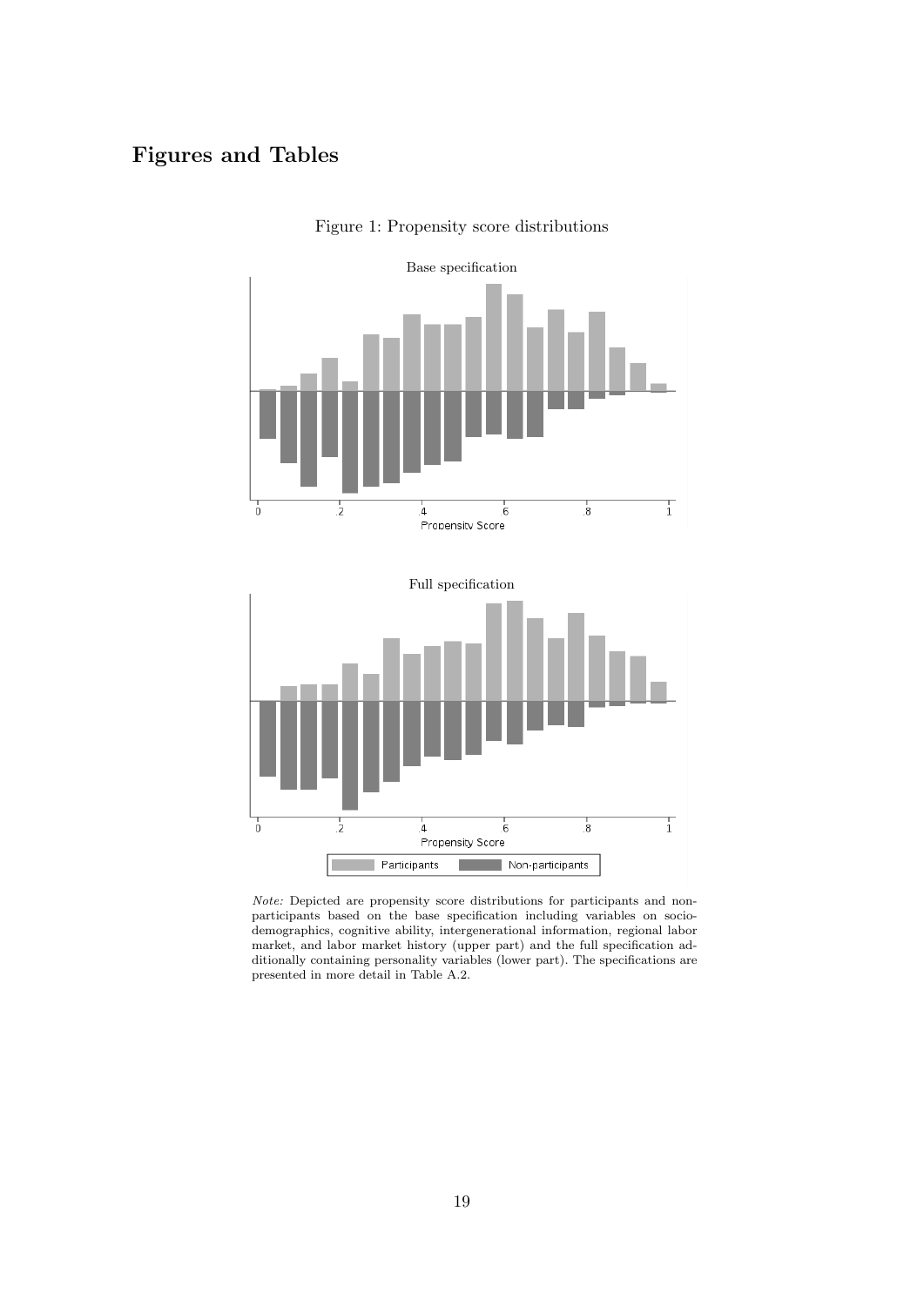# Figures and Tables

Figure 1: Propensity score distributions

*Note:* Depicted are propensity score distributions for participants and non-participants based on the base specification including variables on socio-demographics, cognitive ability, intergenerational information, regional labor market, and labor market history (upper part) and the full specification additionally containing personality variables (lower part). The specifications are presented in more detail in Table A.2.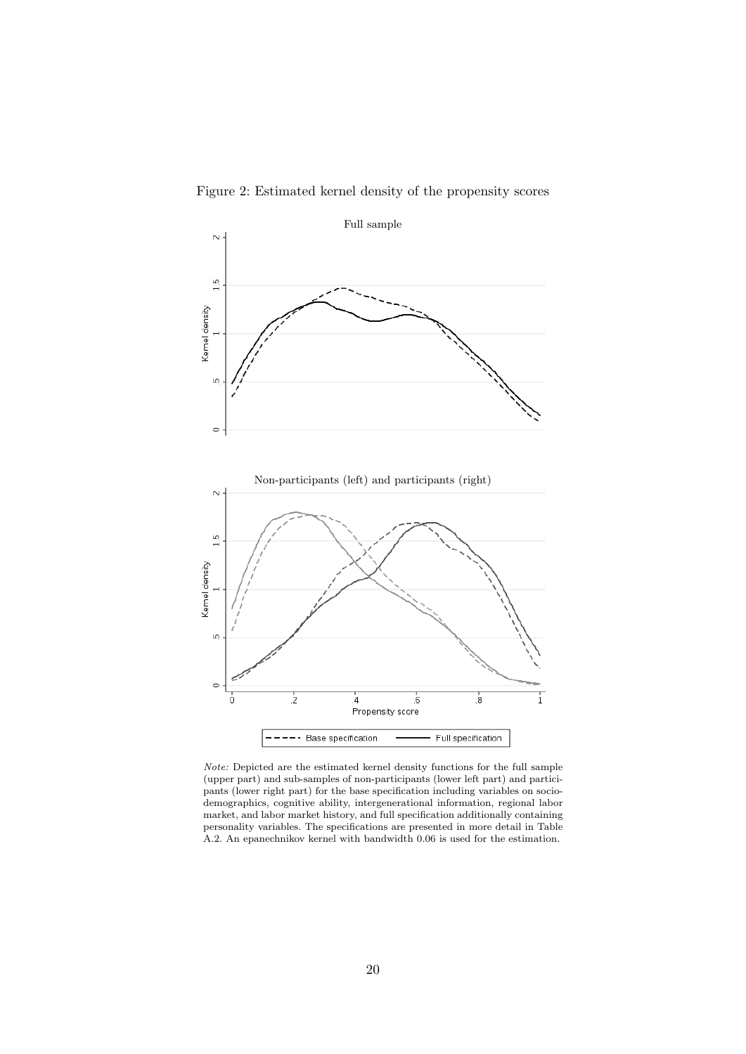Figure 2: Estimated kernel density of the propensity scores

*Note:* Depicted are the estimated kernel density functions for the full sample (upper part) and sub-samples of non-participants (lower left part) and participants (lower right part) for the base specification including variables on socio-demographics, cognitive ability, intergenerational information, regional labor market, and labor market history, and full specification additionally containing personality variables. The specifications are presented in more detail in Table A.2. An epanechnikov kernel with bandwidth 0.06 is used for the estimation.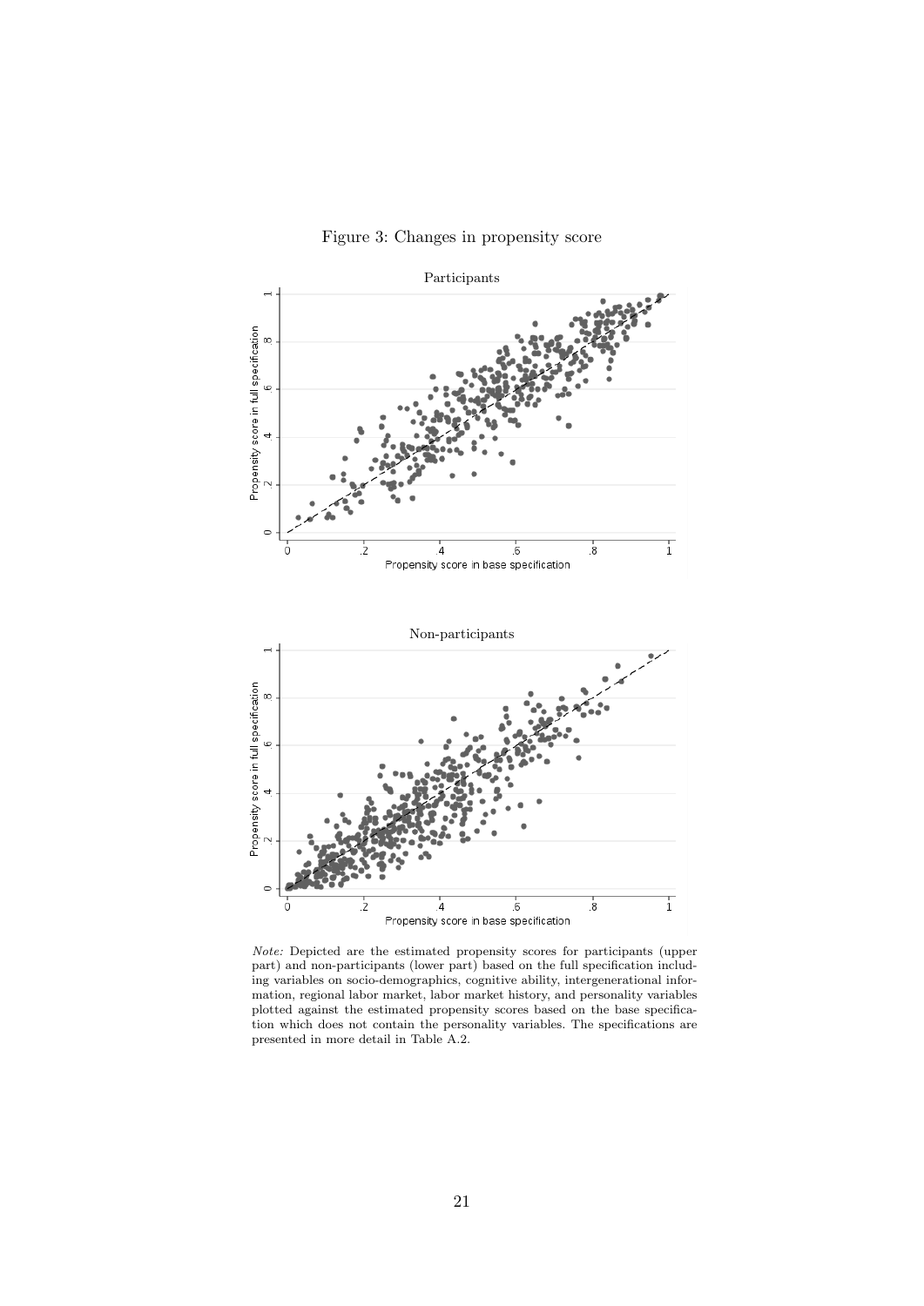Figure 3: Changes in propensity score

*Note:* Depicted are the estimated propensity scores for participants (upper part) and non-participants (lower part) based on the full specification including variables on socio-demographics, cognitive ability, intergenerational information, regional labor market, labor market history, and personality variables plotted against the estimated propensity scores based on the base specification which does not contain the personality variables. The specifications are presented in more detail in Table A.2.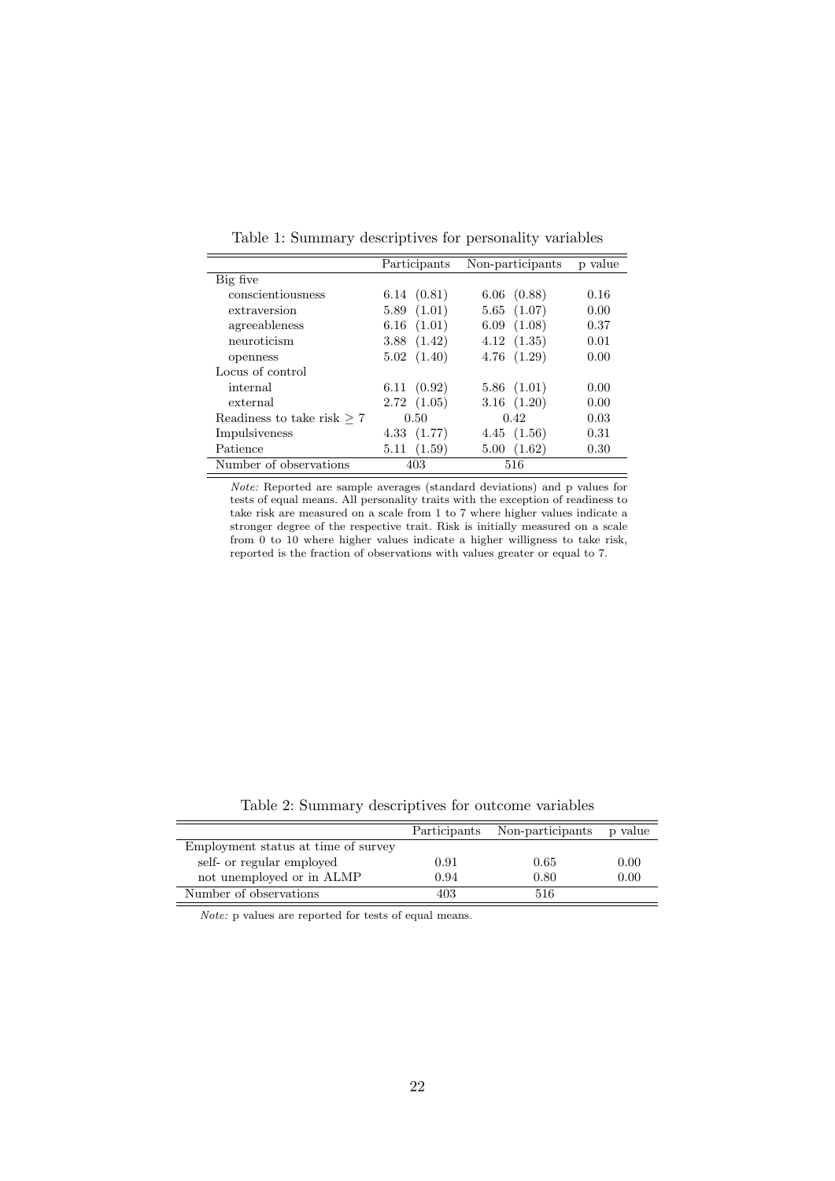Table 1: Summary descriptives for personality variables

| | Participants | Non-participants | p value |
|---|---|---|---|
| Big five | | | |
| conscientiousness | 6.14 (0.81) | 6.06 (0.88) | 0.16 |
| extraversion | 5.89 (1.01) | 5.65 (1.07) | 0.00 |
| agreeableness | 6.16 (1.01) | 6.09 (1.08) | 0.37 |
| neuroticism | 3.88 (1.42) | 4.12 (1.35) | 0.01 |
| openness | 5.02 (1.40) | 4.76 (1.29) | 0.00 |
| Locus of control | | | |
| internal | 6.11 (0.92) | 5.86 (1.01) | 0.00 |
| external | 2.72 (1.05) | 3.16 (1.20) | 0.00 |
| Readiness to take risk $\geq 7$ | 0.50 | 0.42 | 0.03 |
| Impulsiveness | 4.33 (1.77) | 4.45 (1.56) | 0.31 |
| Patience | 5.11 (1.59) | 5.00 (1.62) | 0.30 |
| Number of observations | 403 | 516 | |

*Note:* Reported are sample averages (standard deviations) and p values for tests of equal means. All personality traits with the exception of readiness to take risk are measured on a scale from 1 to 7 where higher values indicate a stronger degree of the respective trait. Risk is initially measured on a scale from 0 to 10 where higher values indicate a higher willigness to take risk, reported is the fraction of observations with values greater or equal to 7.

Table 2: Summary descriptives for outcome variables

| | Participants | Non-participants | p value |
|---|---|---|---|
| Employment status at time of survey | | | |
| self- or regular employed | 0.91 | 0.65 | 0.00 |
| not unemployed or in ALMP | 0.94 | 0.80 | 0.00 |
| Number of observations | 403 | 516 | |

*Note:* p values are reported for tests of equal means.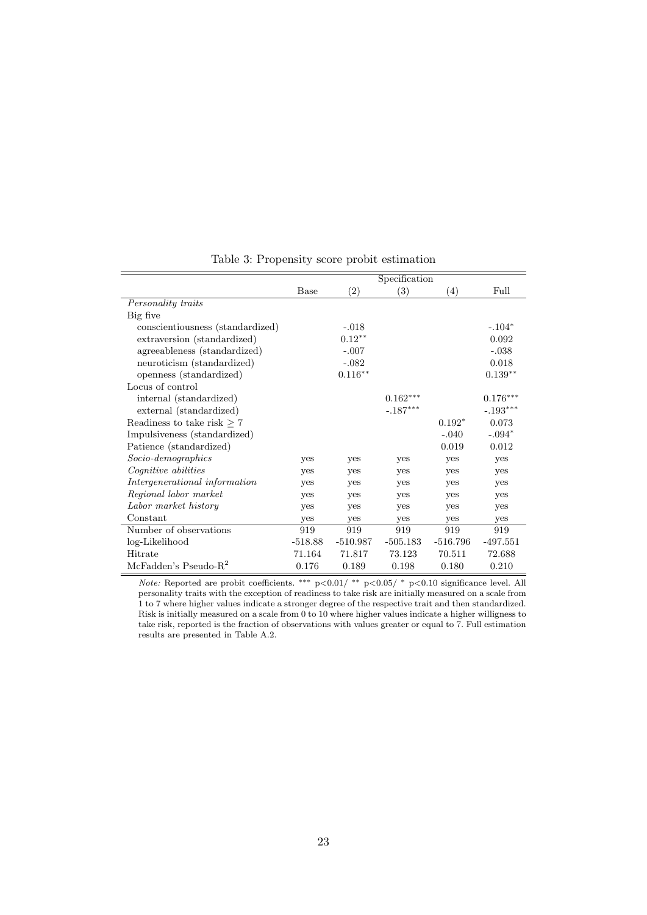Table 3: Propensity score probit estimation

| | Specification | | | | |
|---|---|---|---|---|---|
| | Base | (2) | (3) | (4) | Full |
| *Personality traits* | | | | | |
| Big five | | | | | |
| conscientiousness (standardized) | | -.018 | | | -.104$^{*}$ |
| extraversion (standardized) | | 0.12$^{**}$ | | | 0.092 |
| agreeableness (standardized) | | -.007 | | | -.038 |
| neuroticism (standardized) | | -.082 | | | 0.018 |
| openness (standardized) | | 0.116$^{**}$ | | | 0.139$^{**}$ |
| Locus of control | | | | | |
| internal (standardized) | | | 0.162$^{***}$ | | 0.176$^{***}$ |
| external (standardized) | | | -.187$^{***}$ | | -.193$^{***}$ |
| Readiness to take risk $\geq 7$ | | | | 0.192$^{*}$ | 0.073 |
| Impulsiveness (standardized) | | | | -.040 | -.094$^{*}$ |
| Patience (standardized) | | | | 0.019 | 0.012 |
| *Socio-demographics* | yes | yes | yes | yes | yes |
| *Cognitive abilities* | yes | yes | yes | yes | yes |
| *Intergenerational information* | yes | yes | yes | yes | yes |
| *Regional labor market* | yes | yes | yes | yes | yes |
| *Labor market history* | yes | yes | yes | yes | yes |
| Constant | yes | yes | yes | yes | yes |
| Number of observations | 919 | 919 | 919 | 919 | 919 |
| log-Likelihood | -518.88 | -510.987 | -505.183 | -516.796 | -497.551 |
| Hitrate | 71.164 | 71.817 | 73.123 | 70.511 | 72.688 |
| McFadden's Pseudo-$R^2$ | 0.176 | 0.189 | 0.198 | 0.180 | 0.210 |

*Note:* Reported are probit coefficients. $^{***}$ $p<0.01$/ $^{**}$ $p<0.05$/ $^{*}$ $p<0.10$ significance level. All personality traits with the exception of readiness to take risk are initially measured on a scale from 1 to 7 where higher values indicate a stronger degree of the respective trait and then standardized. Risk is initially measured on a scale from 0 to 10 where higher values indicate a higher willigness to take risk, reported is the fraction of observations with values greater or equal to 7. Full estimation results are presented in Table A.2.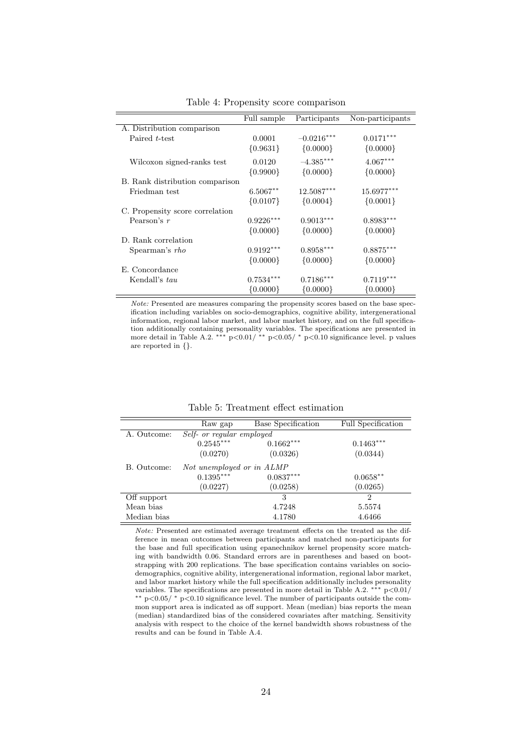Table 4: Propensity score comparison

| | Full sample | Participants | Non-participants |
|---|---|---|---|
| A. Distribution comparison | | | |
| Paired $t$-test | 0.0001 | $-0.0216^{***}$ | $0.0171^{***}$ |
| | {0.9631} | {0.0000} | {0.0000} |
| Wilcoxon signed-ranks test | 0.0120 | $-4.385^{***}$ | $4.067^{***}$ |
| | {0.9900} | {0.0000} | {0.0000} |
| B. Rank distribution comparison | | | |
| Friedman test | $6.5067^{**}$ | $12.5087^{***}$ | $15.6977^{***}$ |
| | {0.0107} | {0.0004} | {0.0001} |
| C. Propensity score correlation | | | |
| Pearson's $r$ | $0.9226^{***}$ | $0.9013^{***}$ | $0.8983^{***}$ |
| | {0.0000} | {0.0000} | {0.0000} |
| D. Rank correlation | | | |
| Spearman's *rho* | $0.9192^{***}$ | $0.8958^{***}$ | $0.8875^{***}$ |
| | {0.0000} | {0.0000} | {0.0000} |
| E. Concordance | | | |
| Kendall's *tau* | $0.7534^{***}$ | $0.7186^{***}$ | $0.7119^{***}$ |
| | {0.0000} | {0.0000} | {0.0000} |

*Note:* Presented are measures comparing the propensity scores based on the base specification including variables on socio-demographics, cognitive ability, intergenerational information, regional labor market, and labor market history, and on the full specification additionally containing personality variables. The specifications are presented in more detail in Table A.2. *** p<0.01/ ** p<0.05/ * p<0.10 significance level. p values are reported in {}.

Table 5: Treatment effect estimation

| | Raw gap | Base Specification | Full Specification |
|---|---|---|---|
| A. Outcome: | *Self- or regular employed* | | |
| | $0.2545^{***}$ | $0.1662^{***}$ | $0.1463^{***}$ |
| | (0.0270) | (0.0326) | (0.0344) |
| B. Outcome: | *Not unemployed or in ALMP* | | |
| | $0.1395^{***}$ | $0.0837^{***}$ | $0.0658^{**}$ |
| | (0.0227) | (0.0258) | (0.0265) |
| Off support | | 3 | 2 |
| Mean bias | | 4.7248 | 5.5574 |
| Median bias | | 4.1780 | 4.6466 |

*Note:* Presented are estimated average treatment effects on the treated as the difference in mean outcomes between participants and matched non-participants for the base and full specification using epanechnikov kernel propensity score matching with bandwidth 0.06. Standard errors are in parentheses and based on bootstrapping with 200 replications. The base specification contains variables on socio-demographics, cognitive ability, intergenerational information, regional labor market, and labor market history while the full specification additionally includes personality variables. The specifications are presented in more detail in Table A.2. *** p<0.01/ ** p<0.05/ * p<0.10 significance level. The number of participants outside the common support area is indicated as off support. Mean (median) bias reports the mean (median) standardized bias of the considered covariates after matching. Sensitivity analysis with respect to the choice of the kernel bandwidth shows robustness of the results and can be found in Table A.4.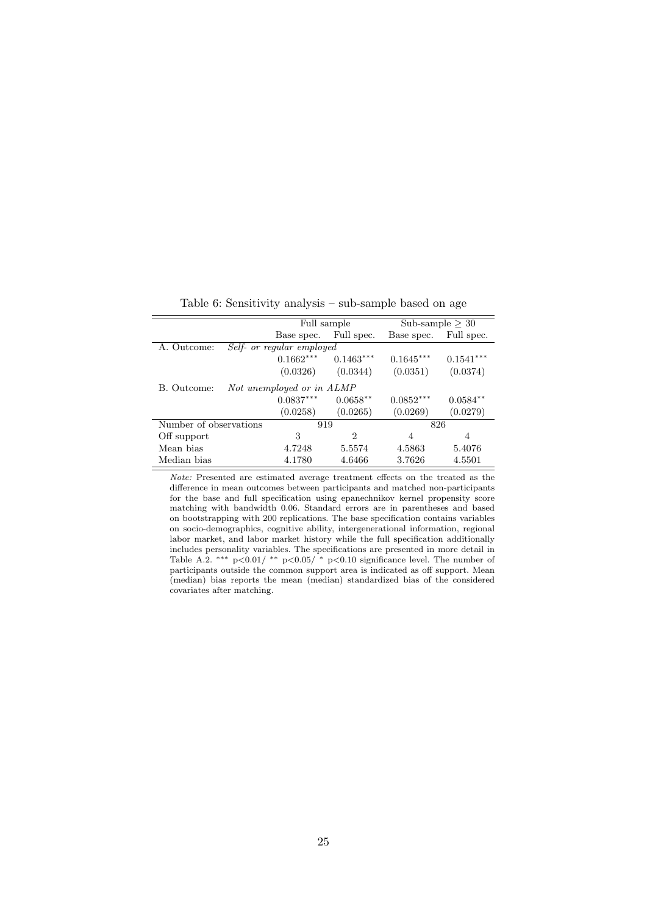Table 6: Sensitivity analysis – sub-sample based on age

| | Full sample | | Sub-sample $\geq$ 30 | |
|---|---|---|---|---|
| | Base spec. | Full spec. | Base spec. | Full spec. |
| A. Outcome: *Self- or regular employed* | | | | |
| | $0.1662^{***}$ | $0.1463^{***}$ | $0.1645^{***}$ | $0.1541^{***}$ |
| | (0.0326) | (0.0344) | (0.0351) | (0.0374) |
| B. Outcome: *Not unemployed or in ALMP* | | | | |
| | $0.0837^{***}$ | $0.0658^{**}$ | $0.0852^{***}$ | $0.0584^{**}$ |
| | (0.0258) | (0.0265) | (0.0269) | (0.0279) |
| Number of observations | 919 | | 826 | |
| Off support | 3 | 2 | 4 | 4 |
| Mean bias | 4.7248 | 5.5574 | 4.5863 | 5.4076 |
| Median bias | 4.1780 | 4.6466 | 3.7626 | 4.5501 |

*Note:* Presented are estimated average treatment effects on the treated as the difference in mean outcomes between participants and matched non-participants for the base and full specification using epanechnikov kernel propensity score matching with bandwidth 0.06. Standard errors are in parentheses and based on bootstrapping with 200 replications. The base specification contains variables on socio-demographics, cognitive ability, intergenerational information, regional labor market, and labor market history while the full specification additionally includes personality variables. The specifications are presented in more detail in Table A.2. *** $p<0.01$/ ** $p<0.05$/ * $p<0.10$ significance level. The number of participants outside the common support area is indicated as off support. Mean (median) bias reports the mean (median) standardized bias of the considered covariates after matching.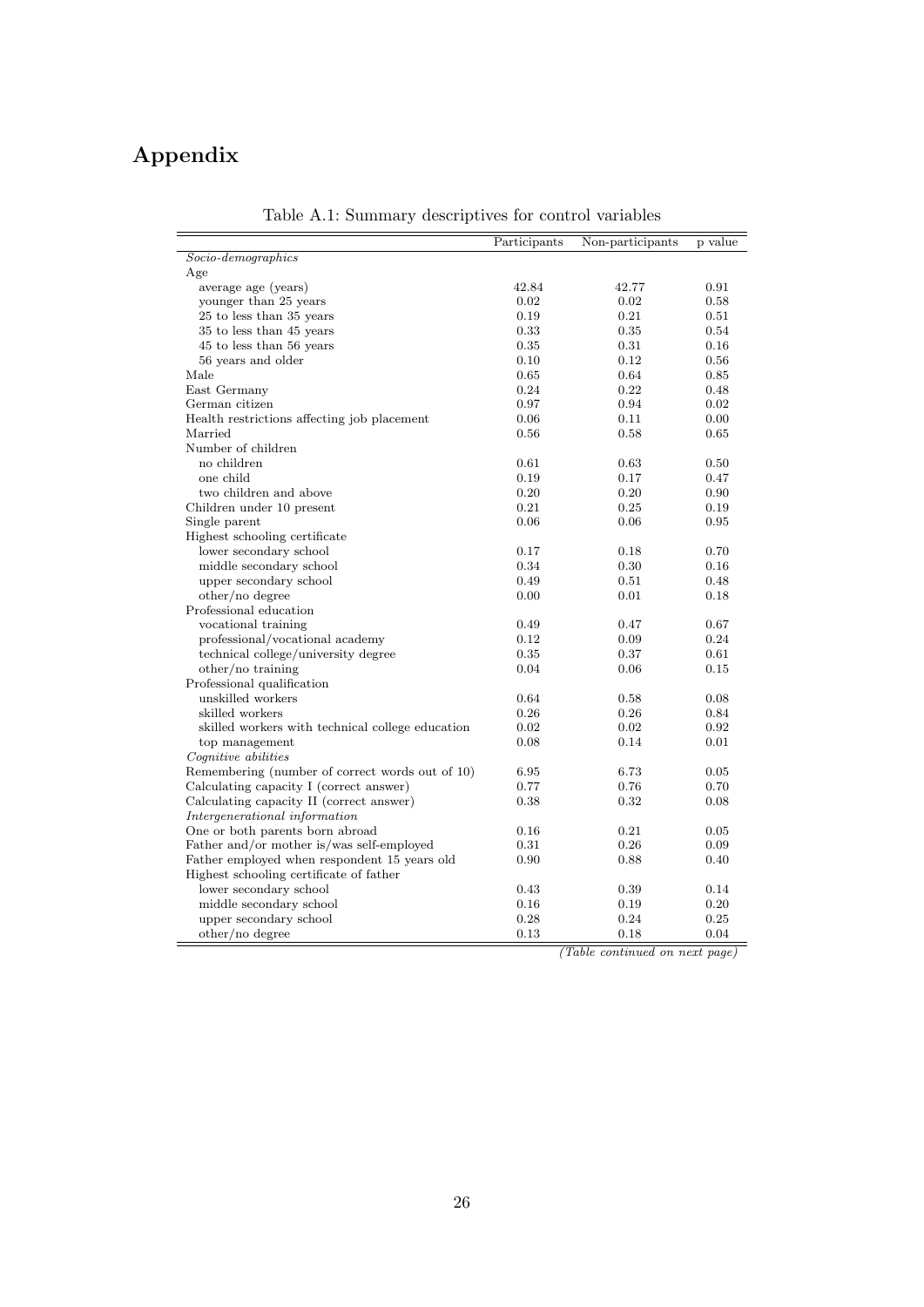# Appendix

Table A.1: Summary descriptives for control variables

| | Participants | Non-participants | p value |
|---|---|---|---|
| *Socio-demographics* | | | |
| Age | | | |
| average age (years) | 42.84 | 42.77 | 0.91 |
| younger than 25 years | 0.02 | 0.02 | 0.58 |
| 25 to less than 35 years | 0.19 | 0.21 | 0.51 |
| 35 to less than 45 years | 0.33 | 0.35 | 0.54 |
| 45 to less than 56 years | 0.35 | 0.31 | 0.16 |
| 56 years and older | 0.10 | 0.12 | 0.56 |
| Male | 0.65 | 0.64 | 0.85 |
| East Germany | 0.24 | 0.22 | 0.48 |
| German citizen | 0.97 | 0.94 | 0.02 |
| Health restrictions affecting job placement | 0.06 | 0.11 | 0.00 |
| Married | 0.56 | 0.58 | 0.65 |
| Number of children | | | |
| no children | 0.61 | 0.63 | 0.50 |
| one child | 0.19 | 0.17 | 0.47 |
| two children and above | 0.20 | 0.20 | 0.90 |
| Children under 10 present | 0.21 | 0.25 | 0.19 |
| Single parent | 0.06 | 0.06 | 0.95 |
| Highest schooling certificate | | | |
| lower secondary school | 0.17 | 0.18 | 0.70 |
| middle secondary school | 0.34 | 0.30 | 0.16 |
| upper secondary school | 0.49 | 0.51 | 0.48 |
| other/no degree | 0.00 | 0.01 | 0.18 |
| Professional education | | | |
| vocational training | 0.49 | 0.47 | 0.67 |
| professional/vocational academy | 0.12 | 0.09 | 0.24 |
| technical college/university degree | 0.35 | 0.37 | 0.61 |
| other/no training | 0.04 | 0.06 | 0.15 |
| Professional qualification | | | |
| unskilled workers | 0.64 | 0.58 | 0.08 |
| skilled workers | 0.26 | 0.26 | 0.84 |
| skilled workers with technical college education | 0.02 | 0.02 | 0.92 |
| top management | 0.08 | 0.14 | 0.01 |
| *Cognitive abilities* | | | |
| Remembering (number of correct words out of 10) | 6.95 | 6.73 | 0.05 |
| Calculating capacity I (correct answer) | 0.77 | 0.76 | 0.70 |
| Calculating capacity II (correct answer) | 0.38 | 0.32 | 0.08 |
| *Intergenerational information* | | | |
| One or both parents born abroad | 0.16 | 0.21 | 0.05 |
| Father and/or mother is/was self-employed | 0.31 | 0.26 | 0.09 |
| Father employed when respondent 15 years old | 0.90 | 0.88 | 0.40 |
| Highest schooling certificate of father | | | |
| lower secondary school | 0.43 | 0.39 | 0.14 |
| middle secondary school | 0.16 | 0.19 | 0.20 |
| upper secondary school | 0.28 | 0.24 | 0.25 |
| other/no degree | 0.13 | 0.18 | 0.04 |

*(Table continued on next page)*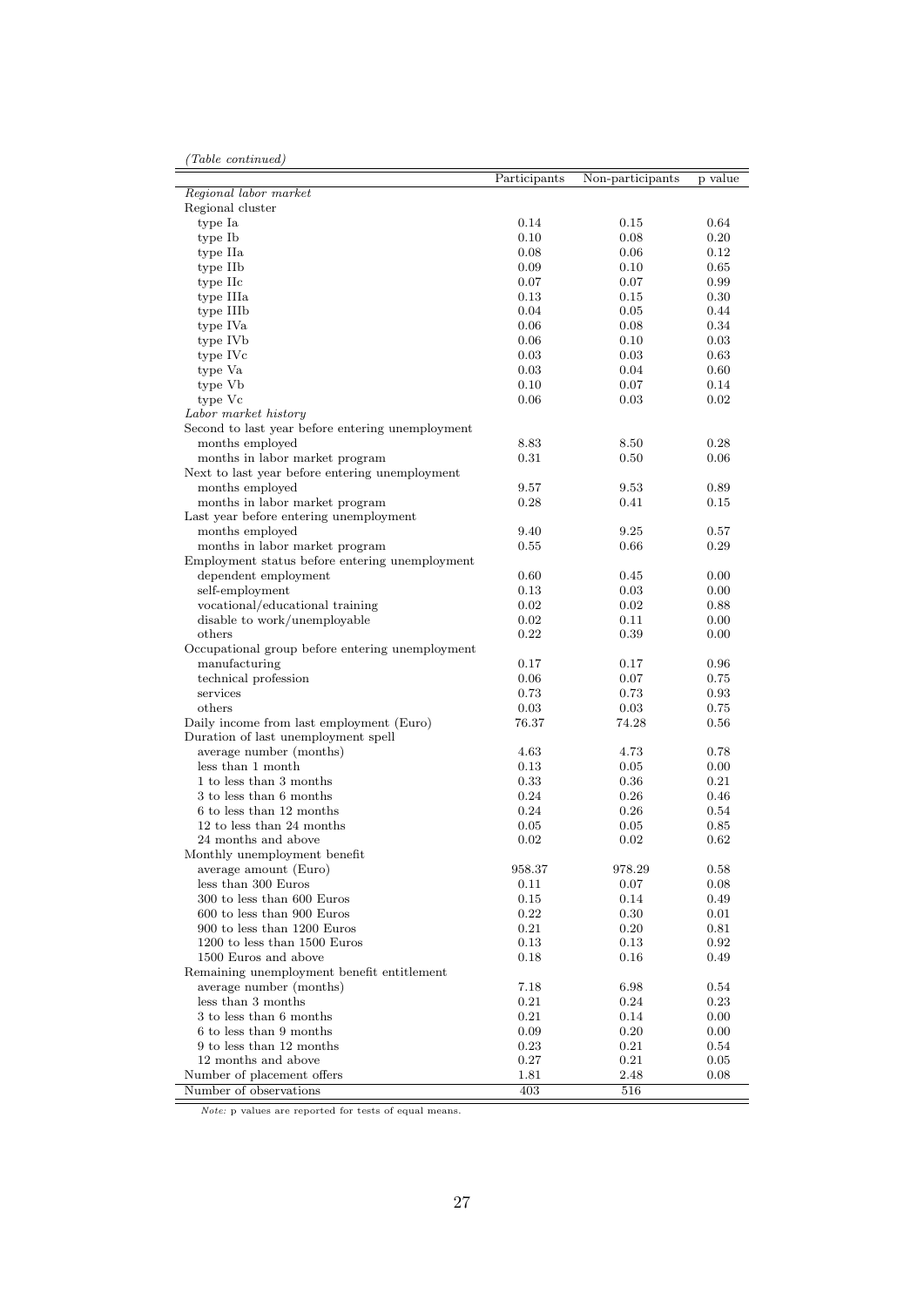*(Table continued)*

| | Participants | Non-participants | p value |
|---|---|---|---|
| *Regional labor market* | | | |
| Regional cluster | | | |
| type Ia | 0.14 | 0.15 | 0.64 |
| type Ib | 0.10 | 0.08 | 0.20 |
| type IIa | 0.08 | 0.06 | 0.12 |
| type IIb | 0.09 | 0.10 | 0.65 |
| type IIc | 0.07 | 0.07 | 0.99 |
| type IIIa | 0.13 | 0.15 | 0.30 |
| type IIIb | 0.04 | 0.05 | 0.44 |
| type IVa | 0.06 | 0.08 | 0.34 |
| type IVb | 0.06 | 0.10 | 0.03 |
| type IVc | 0.03 | 0.03 | 0.63 |
| type Va | 0.03 | 0.04 | 0.60 |
| type Vb | 0.10 | 0.07 | 0.14 |
| type Vc | 0.06 | 0.03 | 0.02 |
| *Labor market history* | | | |
| Second to last year before entering unemployment | | | |
| months employed | 8.83 | 8.50 | 0.28 |
| months in labor market program | 0.31 | 0.50 | 0.06 |
| Next to last year before entering unemployment | | | |
| months employed | 9.57 | 9.53 | 0.89 |
| months in labor market program | 0.28 | 0.41 | 0.15 |
| Last year before entering unemployment | | | |
| months employed | 9.40 | 9.25 | 0.57 |
| months in labor market program | 0.55 | 0.66 | 0.29 |
| Employment status before entering unemployment | | | |
| dependent employment | 0.60 | 0.45 | 0.00 |
| self-employment | 0.13 | 0.03 | 0.00 |
| vocational/educational training | 0.02 | 0.02 | 0.88 |
| disable to work/unemployable | 0.02 | 0.11 | 0.00 |
| others | 0.22 | 0.39 | 0.00 |
| Occupational group before entering unemployment | | | |
| manufacturing | 0.17 | 0.17 | 0.96 |
| technical profession | 0.06 | 0.07 | 0.75 |
| services | 0.73 | 0.73 | 0.93 |
| others | 0.03 | 0.03 | 0.75 |
| Daily income from last employment (Euro) | 76.37 | 74.28 | 0.56 |
| Duration of last unemployment spell | | | |
| average number (months) | 4.63 | 4.73 | 0.78 |
| less than 1 month | 0.13 | 0.05 | 0.00 |
| 1 to less than 3 months | 0.33 | 0.36 | 0.21 |
| 3 to less than 6 months | 0.24 | 0.26 | 0.46 |
| 6 to less than 12 months | 0.24 | 0.26 | 0.54 |
| 12 to less than 24 months | 0.05 | 0.05 | 0.85 |
| 24 months and above | 0.02 | 0.02 | 0.62 |
| Monthly unemployment benefit | | | |
| average amount (Euro) | 958.37 | 978.29 | 0.58 |
| less than 300 Euros | 0.11 | 0.07 | 0.08 |
| 300 to less than 600 Euros | 0.15 | 0.14 | 0.49 |
| 600 to less than 900 Euros | 0.22 | 0.30 | 0.01 |
| 900 to less than 1200 Euros | 0.21 | 0.20 | 0.81 |
| 1200 to less than 1500 Euros | 0.13 | 0.13 | 0.92 |
| 1500 Euros and above | 0.18 | 0.16 | 0.49 |
| Remaining unemployment benefit entitlement | | | |
| average number (months) | 7.18 | 6.98 | 0.54 |
| less than 3 months | 0.21 | 0.24 | 0.23 |
| 3 to less than 6 months | 0.21 | 0.14 | 0.00 |
| 6 to less than 9 months | 0.09 | 0.20 | 0.00 |
| 9 to less than 12 months | 0.23 | 0.21 | 0.54 |
| 12 months and above | 0.27 | 0.21 | 0.05 |
| Number of placement offers | 1.81 | 2.48 | 0.08 |
| Number of observations | 403 | 516 | |

*Note:* p values are reported for tests of equal means.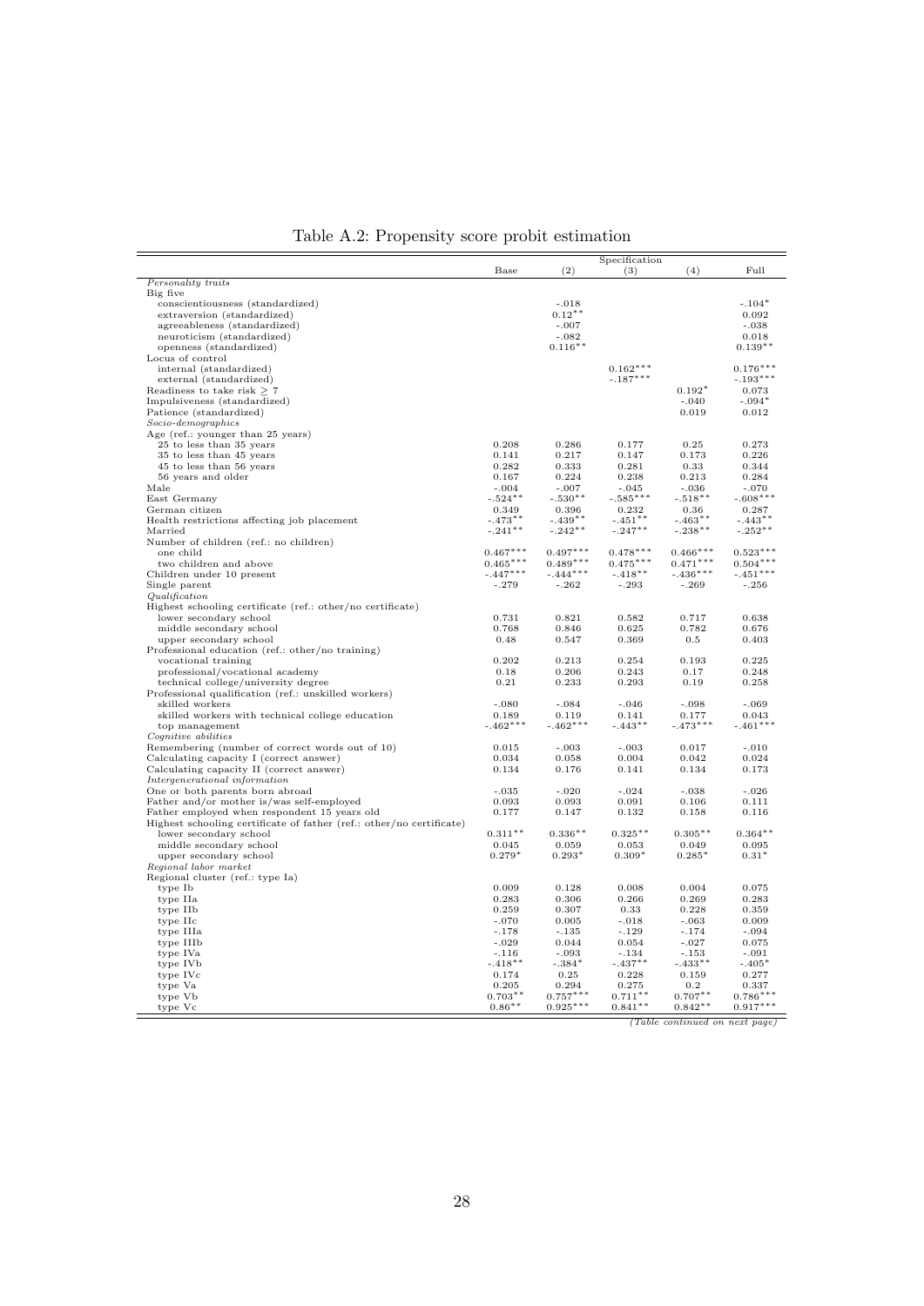# Table A.2: Propensity score probit estimation

| | Specification | | | | |
|---|---|---|---|---|---|
| | Base | (2) | (3) | (4) | Full |
| *Personality traits* | | | | | |
| Big five | | | | | |
| conscientiousness (standardized) | | -.018 | | | -.104* |
| extraversion (standardized) | | 0.12** | | | 0.092 |
| agreeableness (standardized) | | -.007 | | | -.038 |
| neuroticism (standardized) | | -.082 | | | 0.018 |
| openness (standardized) | | 0.116** | | | 0.139** |
| Locus of control | | | | | |
| internal (standardized) | | | 0.162*** | | 0.176*** |
| external (standardized) | | | -.187*** | | -.193*** |
| Readiness to take risk $\geq$ 7 | | | | 0.192* | 0.073 |
| Impulsiveness (standardized) | | | | -.040 | -.094* |
| Patience (standardized) | | | | 0.019 | 0.012 |
| *Socio-demographics* | | | | | |
| Age (ref.: younger than 25 years) | | | | | |
| 25 to less than 35 years | 0.208 | 0.286 | 0.177 | 0.25 | 0.273 |
| 35 to less than 45 years | 0.141 | 0.217 | 0.147 | 0.173 | 0.226 |
| 45 to less than 56 years | 0.282 | 0.333 | 0.281 | 0.33 | 0.344 |
| 56 years and older | 0.167 | 0.224 | 0.238 | 0.213 | 0.284 |
| Male | -.004 | -.007 | -.045 | -.036 | -.070 |
| East Germany | -.524** | -.530** | -.585*** | -.518** | -.608*** |
| German citizen | 0.349 | 0.396 | 0.232 | 0.36 | 0.287 |
| Health restrictions affecting job placement | -.473** | -.439** | -.451** | -.463** | -.443** |
| Married | -.241** | -.242** | -.247** | -.238** | -.252** |
| Number of children (ref.: no children) | | | | | |
| one child | 0.467*** | 0.497*** | 0.478*** | 0.466*** | 0.523*** |
| two children and above | 0.465*** | 0.489*** | 0.475*** | 0.471*** | 0.504*** |
| Children under 10 present | -.447*** | -.444*** | -.418** | -.436*** | -.451*** |
| Single parent | -.279 | -.262 | -.293 | -.269 | -.256 |
| *Qualification* | | | | | |
| Highest schooling certificate (ref.: other/no certificate) | | | | | |
| lower secondary school | 0.731 | 0.821 | 0.582 | 0.717 | 0.638 |
| middle secondary school | 0.768 | 0.846 | 0.625 | 0.782 | 0.676 |
| upper secondary school | 0.48 | 0.547 | 0.369 | 0.5 | 0.403 |
| Professional education (ref.: other/no training) | | | | | |
| vocational training | 0.202 | 0.213 | 0.254 | 0.193 | 0.225 |
| professional/vocational academy | 0.18 | 0.206 | 0.243 | 0.17 | 0.248 |
| technical college/university degree | 0.21 | 0.233 | 0.293 | 0.19 | 0.258 |
| Professional qualification (ref.: unskilled workers) | | | | | |
| skilled workers | -.080 | -.084 | -.046 | -.098 | -.069 |
| skilled workers with technical college education | 0.189 | 0.119 | 0.141 | 0.177 | 0.043 |
| top management | -.462*** | -.462*** | -.443** | -.473*** | -.461*** |
| *Cognitive abilities* | | | | | |
| Remembering (number of correct words out of 10) | 0.015 | -.003 | -.003 | 0.017 | -.010 |
| Calculating capacity I (correct answer) | 0.034 | 0.058 | 0.004 | 0.042 | 0.024 |
| Calculating capacity II (correct answer) | 0.134 | 0.176 | 0.141 | 0.134 | 0.173 |
| *Intergenerational information* | | | | | |
| One or both parents born abroad | -.035 | -.020 | -.024 | -.038 | -.026 |
| Father and/or mother is/was self-employed | 0.093 | 0.093 | 0.091 | 0.106 | 0.111 |
| Father employed when respondent 15 years old | 0.177 | 0.147 | 0.132 | 0.158 | 0.116 |
| Highest schooling certificate of father (ref.: other/no certificate) | | | | | |
| lower secondary school | 0.311** | 0.336** | 0.325** | 0.305** | 0.364** |
| middle secondary school | 0.045 | 0.059 | 0.053 | 0.049 | 0.095 |
| upper secondary school | 0.279* | 0.293* | 0.309* | 0.285* | 0.31* |
| *Regional labor market* | | | | | |
| Regional cluster (ref.: type Ia) | | | | | |
| type Ib | 0.009 | 0.128 | 0.008 | 0.004 | 0.075 |
| type IIa | 0.283 | 0.306 | 0.266 | 0.269 | 0.283 |
| type IIb | 0.259 | 0.307 | 0.33 | 0.228 | 0.359 |
| type IIc | -.070 | 0.005 | -.018 | -.063 | 0.009 |
| type IIIa | -.178 | -.135 | -.129 | -.174 | -.094 |
| type IIIb | -.029 | 0.044 | 0.054 | -.027 | 0.075 |
| type IVa | -.116 | -.093 | -.134 | -.153 | -.091 |
| type IVb | -.418** | -.384* | -.437** | -.433** | -.405* |
| type IVc | 0.174 | 0.25 | 0.228 | 0.159 | 0.277 |
| type Va | 0.205 | 0.294 | 0.275 | 0.2 | 0.337 |
| type Vb | 0.703** | 0.757*** | 0.711** | 0.707** | 0.786*** |
| type Vc | 0.86** | 0.925*** | 0.841** | 0.842** | 0.917*** |

*(Table continued on next page)*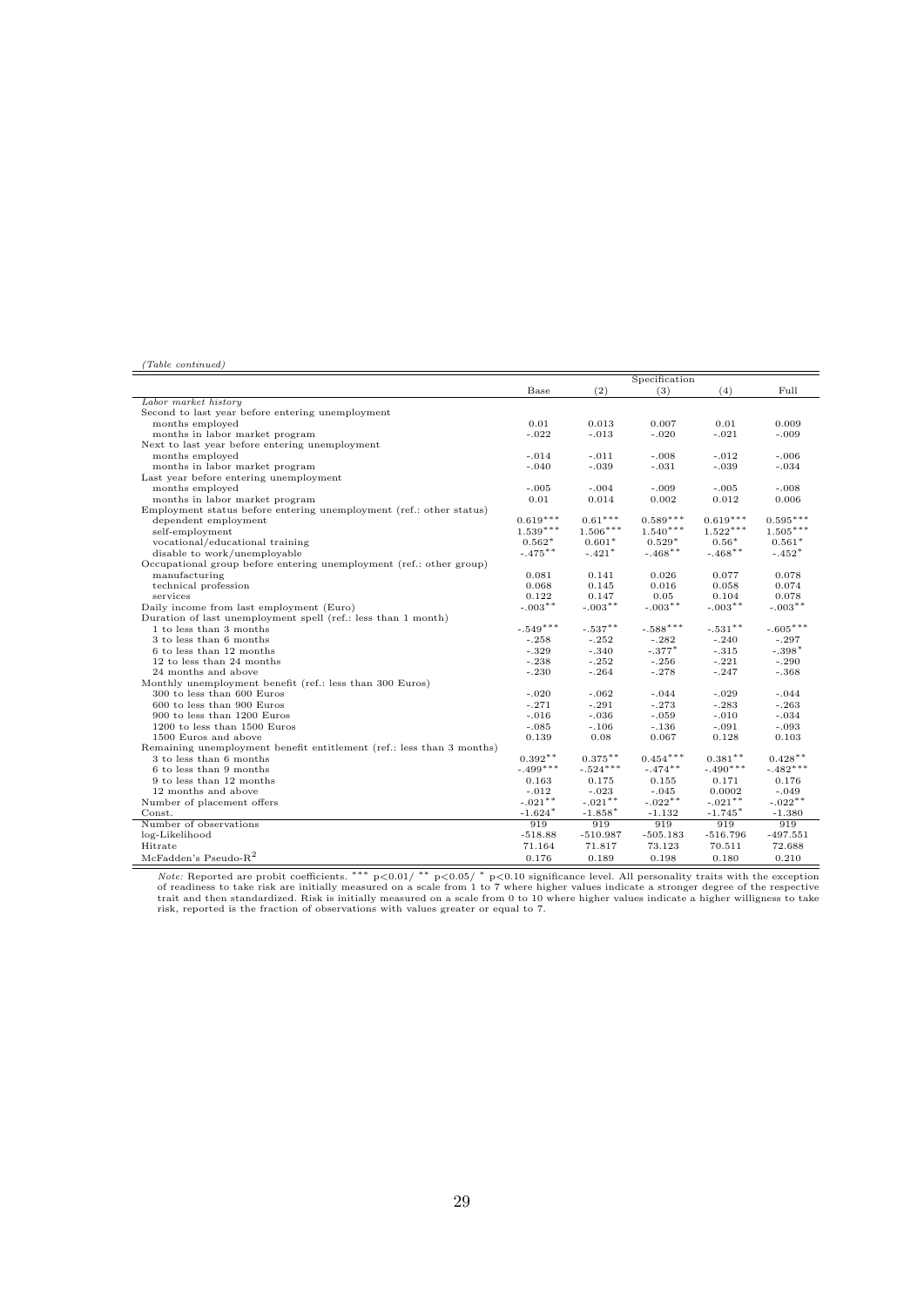*(Table continued)*

| | Specification | | | | |
|---|---|---|---|---|---|
| | Base | (2) | (3) | (4) | Full |
| *Labor market history* | | | | | |
| Second to last year before entering unemployment | | | | | |
| months employed | 0.01 | 0.013 | 0.007 | 0.01 | 0.009 |
| months in labor market program | -.022 | -.013 | -.020 | -.021 | -.009 |
| Next to last year before entering unemployment | | | | | |
| months employed | -.014 | -.011 | -.008 | -.012 | -.006 |
| months in labor market program | -.040 | -.039 | -.031 | -.039 | -.034 |
| Last year before entering unemployment | | | | | |
| months employed | -.005 | -.004 | -.009 | -.005 | -.008 |
| months in labor market program | 0.01 | 0.014 | 0.002 | 0.012 | 0.006 |
| Employment status before entering unemployment (ref.: other status) | | | | | |
| dependent employment | 0.619*** | 0.61*** | 0.589*** | 0.619*** | 0.595*** |
| self-employment | 1.539*** | 1.506*** | 1.540*** | 1.522*** | 1.505*** |
| vocational/educational training | 0.562* | 0.601* | 0.529* | 0.56* | 0.561* |
| disable to work/unemployable | -.475** | -.421* | -.468** | -.468** | -.452* |
| Occupational group before entering unemployment (ref.: other group) | | | | | |
| manufacturing | 0.081 | 0.141 | 0.026 | 0.077 | 0.078 |
| technical profession | 0.068 | 0.145 | 0.016 | 0.058 | 0.074 |
| services | 0.122 | 0.147 | 0.05 | 0.104 | 0.078 |
| Daily income from last employment (Euro) | -.003** | -.003** | -.003** | -.003** | -.003** |
| Duration of last unemployment spell (ref.: less than 1 month) | | | | | |
| 1 to less than 3 months | -.549*** | -.537** | -.588*** | -.531** | -.605*** |
| 3 to less than 6 months | -.258 | -.252 | -.282 | -.240 | -.297 |
| 6 to less than 12 months | -.329 | -.340 | -.377* | -.315 | -.398* |
| 12 to less than 24 months | -.238 | -.252 | -.256 | -.221 | -.290 |
| 24 months and above | -.230 | -.264 | -.278 | -.247 | -.368 |
| Monthly unemployment benefit (ref.: less than 300 Euros) | | | | | |
| 300 to less than 600 Euros | -.020 | -.062 | -.044 | -.029 | -.044 |
| 600 to less than 900 Euros | -.271 | -.291 | -.273 | -.283 | -.263 |
| 900 to less than 1200 Euros | -.016 | -.036 | -.059 | -.010 | -.034 |
| 1200 to less than 1500 Euros | -.085 | -.106 | -.136 | -.091 | -.093 |
| 1500 Euros and above | 0.139 | 0.08 | 0.067 | 0.128 | 0.103 |
| Remaining unemployment benefit entitlement (ref.: less than 3 months) | | | | | |
| 3 to less than 6 months | 0.392** | 0.375** | 0.454*** | 0.381** | 0.428** |
| 6 to less than 9 months | -.499*** | -.524*** | -.474** | -.490*** | -.482*** |
| 9 to less than 12 months | 0.163 | 0.175 | 0.155 | 0.171 | 0.176 |
| 12 months and above | -.012 | -.023 | -.045 | 0.0002 | -.049 |
| Number of placement offers | -.021** | -.021** | -.022** | -.021** | -.022** |
| Const. | -1.624* | -1.858* | -1.132 | -1.745* | -1.380 |
| Number of observations | 919 | 919 | 919 | 919 | 919 |
| log-Likelihood | -518.88 | -510.987 | -505.183 | -516.796 | -497.551 |
| Hitrate | 71.164 | 71.817 | 73.123 | 70.511 | 72.688 |
| McFadden's Pseudo-$R^2$ | 0.176 | 0.189 | 0.198 | 0.180 | 0.210 |

*Note:* Reported are probit coefficients. *** $p<0.01$/ ** $p<0.05$/ * $p<0.10$ significance level. All personality traits with the exception of readiness to take risk are initially measured on a scale from 1 to 7 where higher values indicate a stronger degree of the respective trait and then standardized. Risk is initially measured on a scale from 0 to 10 where higher values indicate a higher willigness to take risk, reported is the fraction of observations with values greater or equal to 7.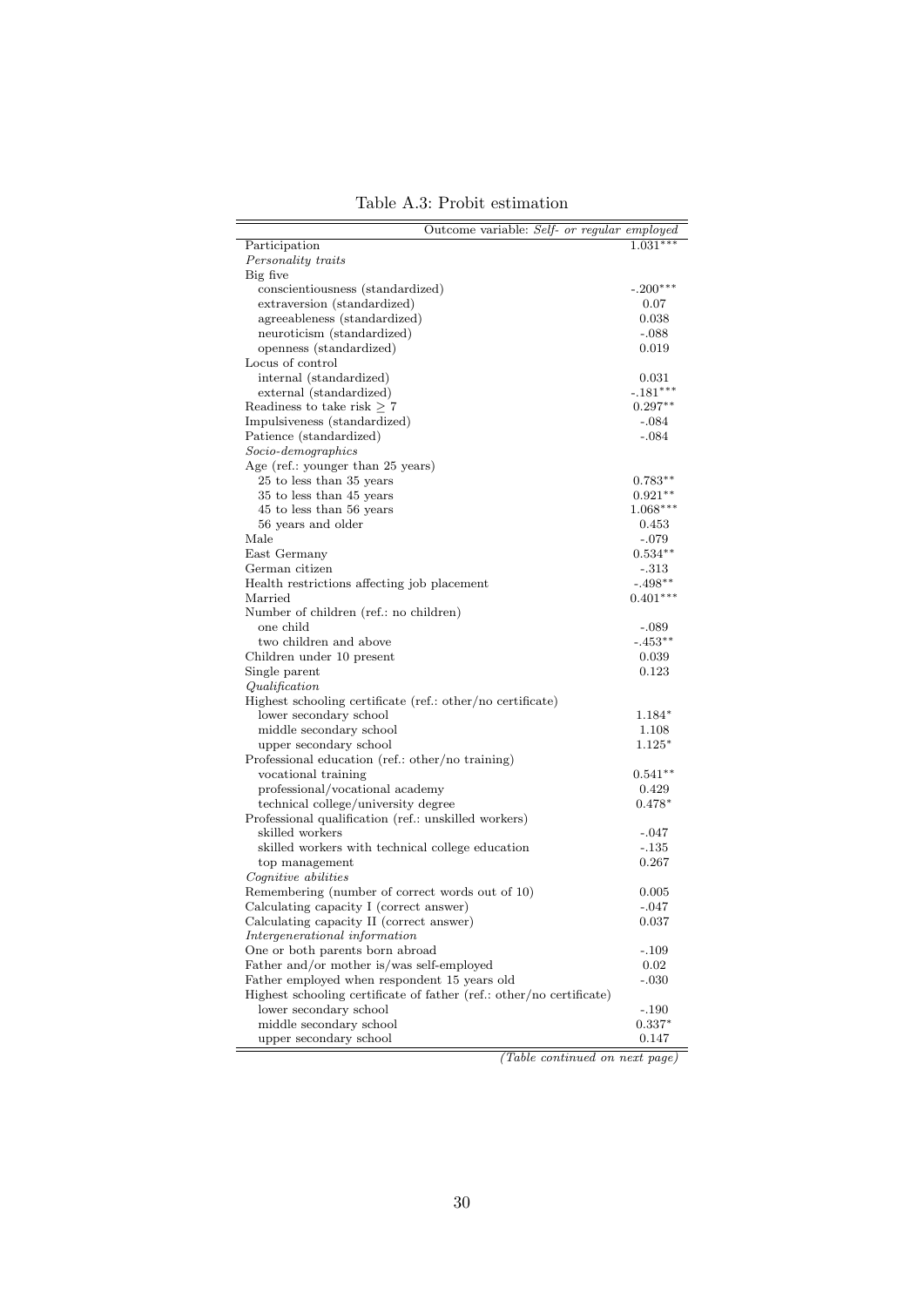Table A.3: Probit estimation

| | Outcome variable: *Self- or regular employed* |
|---|---|
| Participation | 1.031*** |
| *Personality traits* | |
| Big five | |
| conscientiousness (standardized) | -.200*** |
| extraversion (standardized) | 0.07 |
| agreeableness (standardized) | 0.038 |
| neuroticism (standardized) | -.088 |
| openness (standardized) | 0.019 |
| Locus of control | |
| internal (standardized) | 0.031 |
| external (standardized) | -.181*** |
| Readiness to take risk $\geq 7$ | 0.297** |
| Impulsiveness (standardized) | -.084 |
| Patience (standardized) | -.084 |
| *Socio-demographics* | |
| Age (ref.: younger than 25 years) | |
| 25 to less than 35 years | 0.783** |
| 35 to less than 45 years | 0.921** |
| 45 to less than 56 years | 1.068*** |
| 56 years and older | 0.453 |
| Male | -.079 |
| East Germany | 0.534** |
| German citizen | -.313 |
| Health restrictions affecting job placement | -.498** |
| Married | 0.401*** |
| Number of children (ref.: no children) | |
| one child | -.089 |
| two children and above | -.453** |
| Children under 10 present | 0.039 |
| Single parent | 0.123 |
| *Qualification* | |
| Highest schooling certificate (ref.: other/no certificate) | |
| lower secondary school | 1.184* |
| middle secondary school | 1.108 |
| upper secondary school | 1.125* |
| Professional education (ref.: other/no training) | |
| vocational training | 0.541** |
| professional/vocational academy | 0.429 |
| technical college/university degree | 0.478* |
| Professional qualification (ref.: unskilled workers) | |
| skilled workers | -.047 |
| skilled workers with technical college education | -.135 |
| top management | 0.267 |
| *Cognitive abilities* | |
| Remembering (number of correct words out of 10) | 0.005 |
| Calculating capacity I (correct answer) | -.047 |
| Calculating capacity II (correct answer) | 0.037 |
| *Intergenerational information* | |
| One or both parents born abroad | -.109 |
| Father and/or mother is/was self-employed | 0.02 |
| Father employed when respondent 15 years old | -.030 |
| Highest schooling certificate of father (ref.: other/no certificate) | |
| lower secondary school | -.190 |
| middle secondary school | 0.337* |
| upper secondary school | 0.147 |

*(Table continued on next page)*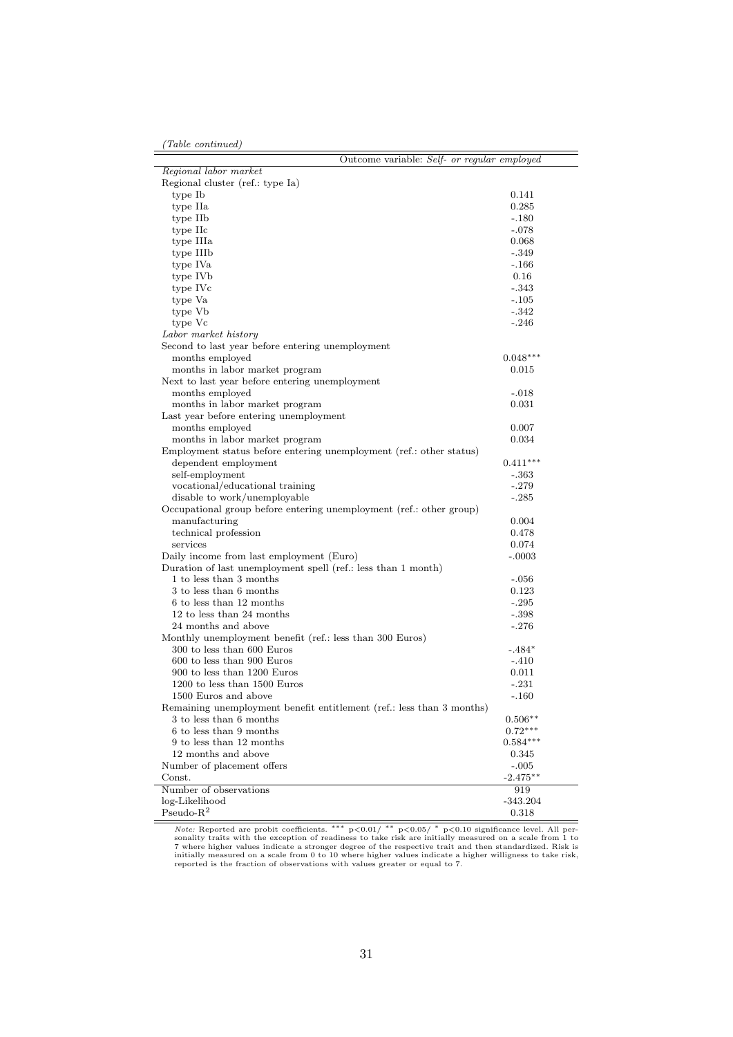*(Table continued)*

| | Outcome variable: *Self- or regular employed* |
|---|---|
| *Regional labor market* | |
| Regional cluster (ref.: type Ia) | |
| type Ib | 0.141 |
| type IIa | 0.285 |
| type IIb | -.180 |
| type IIc | -.078 |
| type IIIa | 0.068 |
| type IIIb | -.349 |
| type IVa | -.166 |
| type IVb | 0.16 |
| type IVc | -.343 |
| type Va | -.105 |
| type Vb | -.342 |
| type Vc | -.246 |
| *Labor market history* | |
| Second to last year before entering unemployment | |
| months employed | 0.048*** |
| months in labor market program | 0.015 |
| Next to last year before entering unemployment | |
| months employed | -.018 |
| months in labor market program | 0.031 |
| Last year before entering unemployment | |
| months employed | 0.007 |
| months in labor market program | 0.034 |
| Employment status before entering unemployment (ref.: other status) | |
| dependent employment | 0.411*** |
| self-employment | -.363 |
| vocational/educational training | -.279 |
| disable to work/unemployable | -.285 |
| Occupational group before entering unemployment (ref.: other group) | |
| manufacturing | 0.004 |
| technical profession | 0.478 |
| services | 0.074 |
| Daily income from last employment (Euro) | -.0003 |
| Duration of last unemployment spell (ref.: less than 1 month) | |
| 1 to less than 3 months | -.056 |
| 3 to less than 6 months | 0.123 |
| 6 to less than 12 months | -.295 |
| 12 to less than 24 months | -.398 |
| 24 months and above | -.276 |
| Monthly unemployment benefit (ref.: less than 300 Euros) | |
| 300 to less than 600 Euros | -.484* |
| 600 to less than 900 Euros | -.410 |
| 900 to less than 1200 Euros | 0.011 |
| 1200 to less than 1500 Euros | -.231 |
| 1500 Euros and above | -.160 |
| Remaining unemployment benefit entitlement (ref.: less than 3 months) | |
| 3 to less than 6 months | 0.506** |
| 6 to less than 9 months | 0.72*** |
| 9 to less than 12 months | 0.584*** |
| 12 months and above | 0.345 |
| Number of placement offers | -.005 |
| Const. | -2.475** |
| Number of observations | 919 |
| log-Likelihood | -343.204 |
| Pseudo-$R^2$ | 0.318 |

*Note:* Reported are probit coefficients. *** $p<0.01$/ ** $p<0.05$/ * $p<0.10$ significance level. All personality traits with the exception of readiness to take risk are initially measured on a scale from 1 to 7 where higher values indicate a stronger degree of the respective trait and then standardized. Risk is initially measured on a scale from 0 to 10 where higher values indicate a higher willigness to take risk, reported is the fraction of observations with values greater or equal to 7.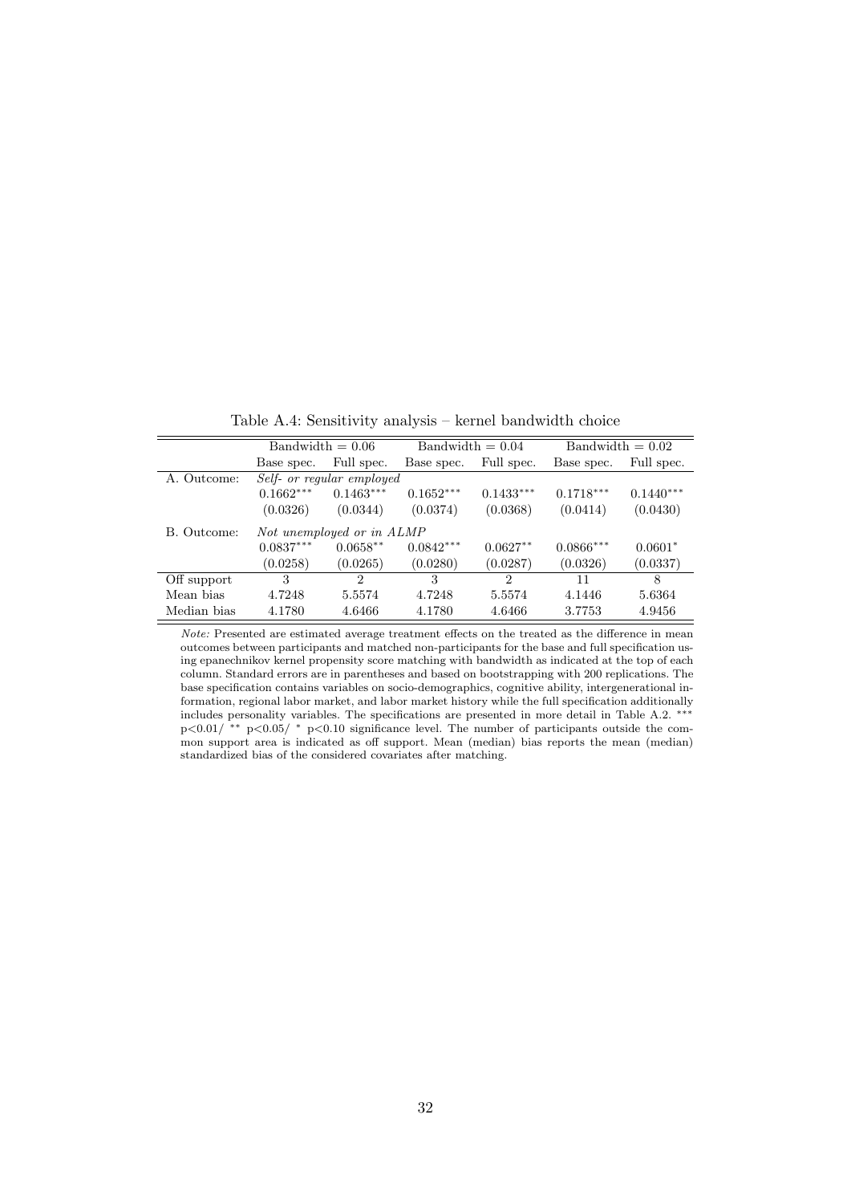Table A.4: Sensitivity analysis – kernel bandwidth choice

| | Bandwidth = 0.06 | | Bandwidth = 0.04 | | Bandwidth = 0.02 | |
|---|---|---|---|---|---|---|
| | Base spec. | Full spec. | Base spec. | Full spec. | Base spec. | Full spec. |
| A. Outcome: | *Self- or regular employed* | | | | | |
| | $0.1662^{***}$ | $0.1463^{***}$ | $0.1652^{***}$ | $0.1433^{***}$ | $0.1718^{***}$ | $0.1440^{***}$ |
| | (0.0326) | (0.0344) | (0.0374) | (0.0368) | (0.0414) | (0.0430) |
| B. Outcome: | *Not unemployed or in ALMP* | | | | | |
| | $0.0837^{***}$ | $0.0658^{**}$ | $0.0842^{***}$ | $0.0627^{**}$ | $0.0866^{***}$ | $0.0601^{*}$ |
| | (0.0258) | (0.0265) | (0.0280) | (0.0287) | (0.0326) | (0.0337) |
| Off support | 3 | 2 | 3 | 2 | 11 | 8 |
| Mean bias | 4.7248 | 5.5574 | 4.7248 | 5.5574 | 4.1446 | 5.6364 |
| Median bias | 4.1780 | 4.6466 | 4.1780 | 4.6466 | 3.7753 | 4.9456 |

*Note:* Presented are estimated average treatment effects on the treated as the difference in mean outcomes between participants and matched non-participants for the base and full specification using epanechnikov kernel propensity score matching with bandwidth as indicated at the top of each column. Standard errors are in parentheses and based on bootstrapping with 200 replications. The base specification contains variables on socio-demographics, cognitive ability, intergenerational information, regional labor market, and labor market history while the full specification additionally includes personality variables. The specifications are presented in more detail in Table A.2. *** $p<0.01$/ ** $p<0.05$/ * $p<0.10$ significance level. The number of participants outside the common support area is indicated as off support. Mean (median) bias reports the mean (median) standardized bias of the considered covariates after matching.